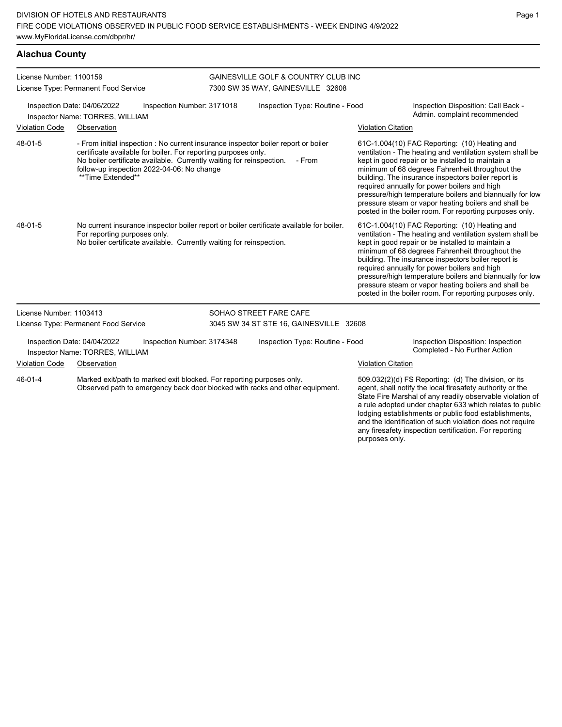DIVISION OF HOTELS AND RESTAURANTS
FIRE CODE VIOLATIONS OBSERVED IN PUBLIC FOOD SERVICE ESTABLISHMENTS - WEEK ENDING 4/9/2022
www.MyFloridaLicense.com/dbpr/hr/

## Alachua County

License Number: 1100159
License Type: Permanent Food Service

GAINESVILLE GOLF & COUNTRY CLUB INC
7300 SW 35 WAY, GAINESVILLE 32608

Inspection Date: 04/06/2022
Inspection Number: 3171018
Inspection Type: Routine - Food
Inspection Disposition: Call Back - Admin. complaint recommended
Inspector Name: TORRES, WILLIAM

| Violation Code | Observation | Violation Citation |
|---|---|---|
| 48-01-5 | - From initial inspection : No current insurance inspector boiler report or boiler certificate available for boiler. For reporting purposes only. No boiler certificate available. Currently waiting for reinspection. - From follow-up inspection 2022-04-06: No change **Time Extended** | 61C-1.004(10) FAC Reporting: (10) Heating and ventilation - The heating and ventilation system shall be kept in good repair or be installed to maintain a minimum of 68 degrees Fahrenheit throughout the building. The insurance inspectors boiler report is required annually for power boilers and high pressure/high temperature boilers and biannually for low pressure steam or vapor heating boilers and shall be posted in the boiler room. For reporting purposes only. |
| 48-01-5 | No current insurance inspector boiler report or boiler certificate available for boiler. For reporting purposes only. No boiler certificate available. Currently waiting for reinspection. | 61C-1.004(10) FAC Reporting: (10) Heating and ventilation - The heating and ventilation system shall be kept in good repair or be installed to maintain a minimum of 68 degrees Fahrenheit throughout the building. The insurance inspectors boiler report is required annually for power boilers and high pressure/high temperature boilers and biannually for low pressure steam or vapor heating boilers and shall be posted in the boiler room. For reporting purposes only. |

License Number: 1103413
License Type: Permanent Food Service

SOHAO STREET FARE CAFE
3045 SW 34 ST STE 16, GAINESVILLE 32608

Inspection Date: 04/04/2022
Inspection Number: 3174348
Inspection Type: Routine - Food
Inspection Disposition: Inspection Completed - No Further Action
Inspector Name: TORRES, WILLIAM

| Violation Code | Observation | Violation Citation |
|---|---|---|
| 46-01-4 | Marked exit/path to marked exit blocked. For reporting purposes only. Observed path to emergency back door blocked with racks and other equipment. | 509.032(2)(d) FS Reporting: (d) The division, or its agent, shall notify the local firesafety authority or the State Fire Marshal of any readily observable violation of a rule adopted under chapter 633 which relates to public lodging establishments or public food establishments, and the identification of such violation does not require any firesafety inspection certification. For reporting purposes only. |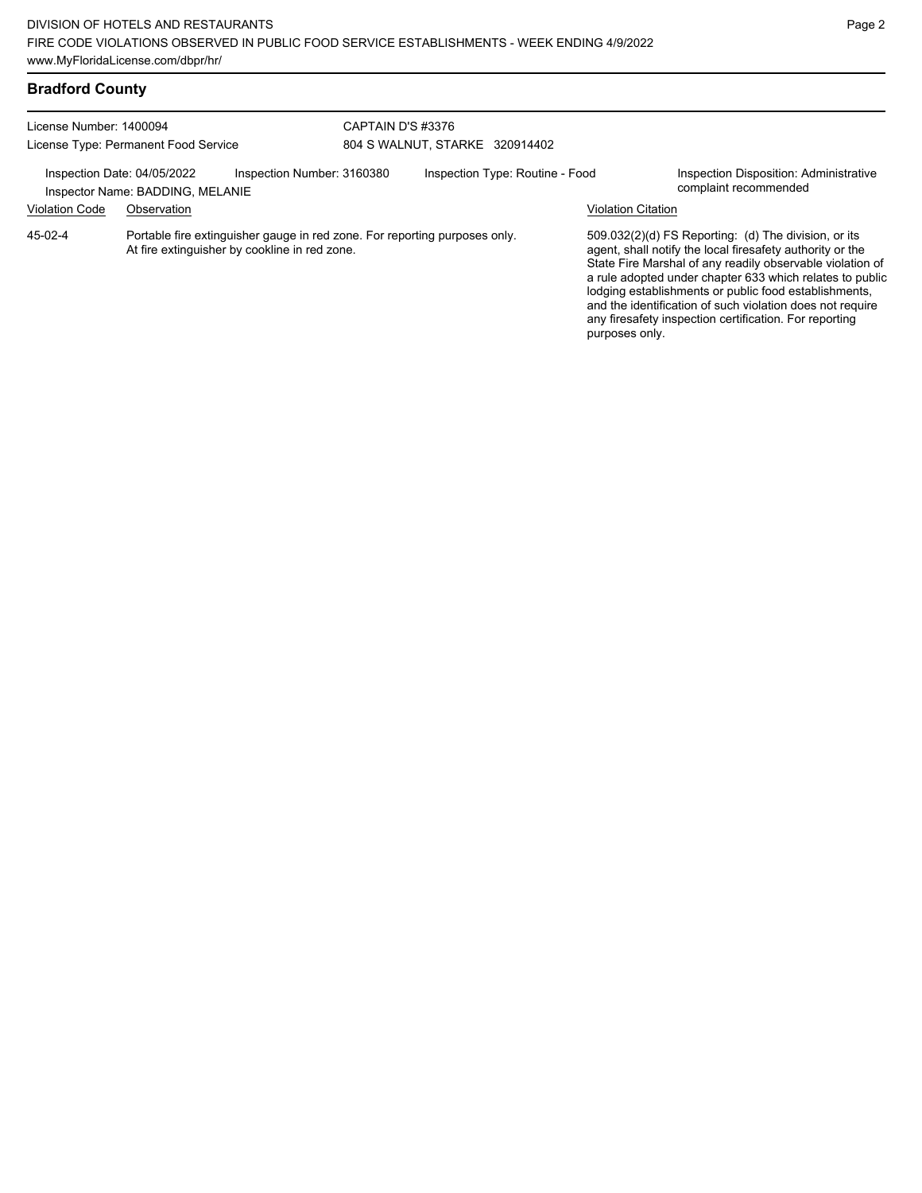## Bradford County

License Number: 1400094
License Type: Permanent Food Service

CAPTAIN D'S #3376
804 S WALNUT, STARKE 320914402

Inspection Date: 04/05/2022
Inspector Name: BADDING, MELANIE
Inspection Number: 3160380
Inspection Type: Routine - Food
Inspection Disposition: Administrative complaint recommended

| Violation Code | Observation | Violation Citation |
|---|---|---|
| 45-02-4 | Portable fire extinguisher gauge in red zone. For reporting purposes only. At fire extinguisher by cookline in red zone. | 509.032(2)(d) FS Reporting: (d) The division, or its agent, shall notify the local firesafety authority or the State Fire Marshal of any readily observable violation of a rule adopted under chapter 633 which relates to public lodging establishments or public food establishments, and the identification of such violation does not require any firesafety inspection certification. For reporting purposes only. |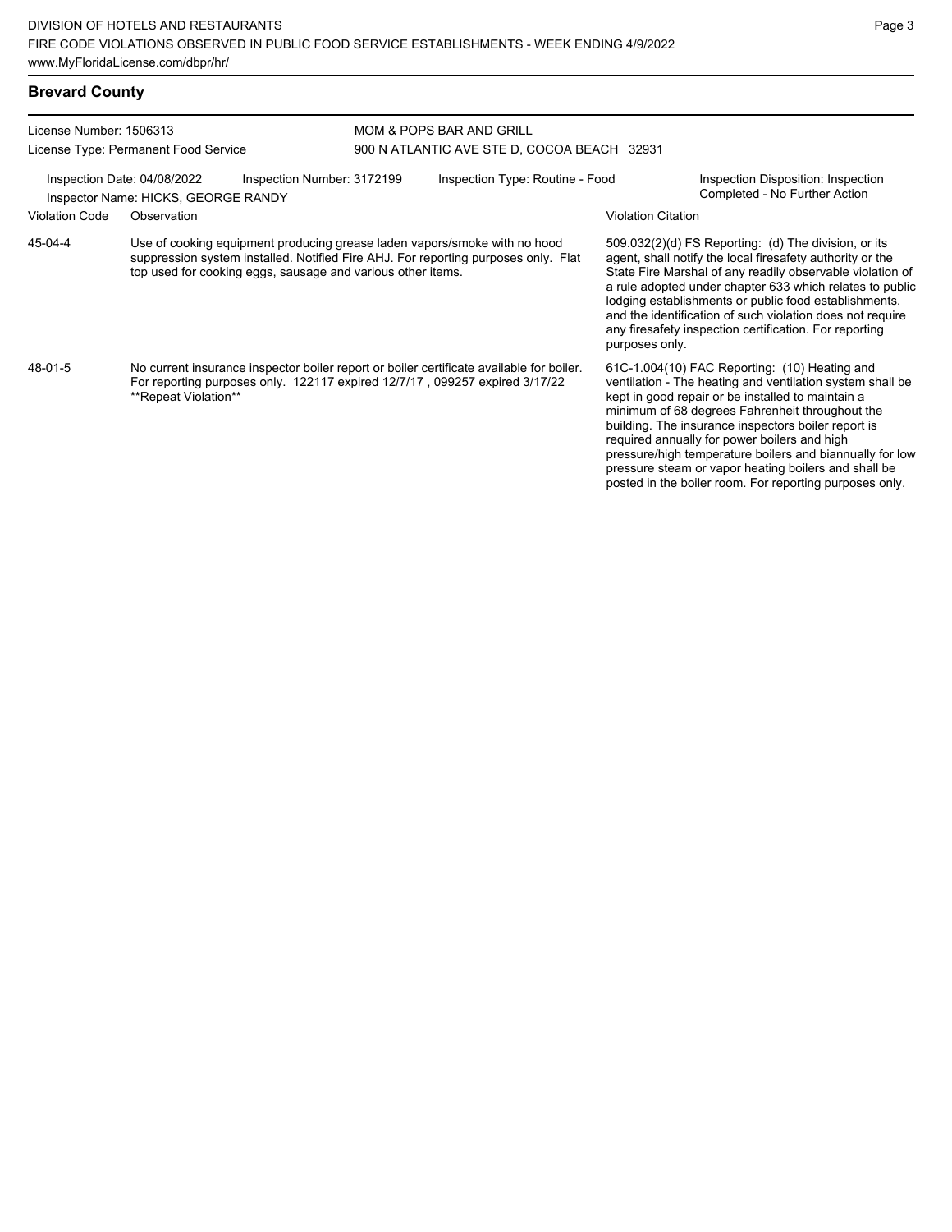## Brevard County

License Number: 1506313
License Type: Permanent Food Service

MOM & POPS BAR AND GRILL
900 N ATLANTIC AVE STE D, COCOA BEACH 32931

Inspection Date: 04/08/2022
Inspection Number: 3172199
Inspection Type: Routine - Food
Inspection Disposition: Inspection Completed - No Further Action
Inspector Name: HICKS, GEORGE RANDY

| Violation Code | Observation | Violation Citation |
| --- | --- | --- |
| 45-04-4 | Use of cooking equipment producing grease laden vapors/smoke with no hood suppression system installed. Notified Fire AHJ. For reporting purposes only. Flat top used for cooking eggs, sausage and various other items. | 509.032(2)(d) FS Reporting: (d) The division, or its agent, shall notify the local firesafety authority or the State Fire Marshal of any readily observable violation of a rule adopted under chapter 633 which relates to public lodging establishments or public food establishments, and the identification of such violation does not require any firesafety inspection certification. For reporting purposes only. |
| 48-01-5 | No current insurance inspector boiler report or boiler certificate available for boiler. For reporting purposes only. 122117 expired 12/7/17 , 099257 expired 3/17/22 **Repeat Violation** | 61C-1.004(10) FAC Reporting: (10) Heating and ventilation - The heating and ventilation system shall be kept in good repair or be installed to maintain a minimum of 68 degrees Fahrenheit throughout the building. The insurance inspectors boiler report is required annually for power boilers and high pressure/high temperature boilers and biannually for low pressure steam or vapor heating boilers and shall be posted in the boiler room. For reporting purposes only. |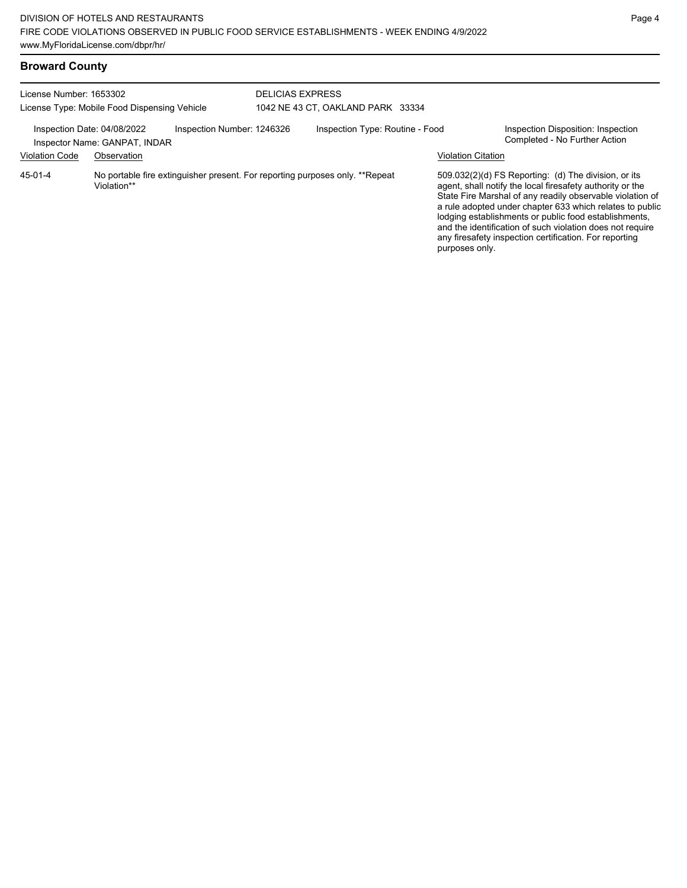## Broward County

License Number: 1653302
License Type: Mobile Food Dispensing Vehicle

DELICIAS EXPRESS
1042 NE 43 CT, OAKLAND PARK 33334

Inspection Date: 04/08/2022
Inspector Name: GANPAT, INDAR
Inspection Number: 1246326
Inspection Type: Routine - Food
Inspection Disposition: Inspection Completed - No Further Action

| Violation Code | Observation | Violation Citation |
| --- | --- | --- |
| 45-01-4 | No portable fire extinguisher present. For reporting purposes only. **Repeat Violation** | 509.032(2)(d) FS Reporting: (d) The division, or its agent, shall notify the local firesafety authority or the State Fire Marshal of any readily observable violation of a rule adopted under chapter 633 which relates to public lodging establishments or public food establishments, and the identification of such violation does not require any firesafety inspection certification. For reporting purposes only. |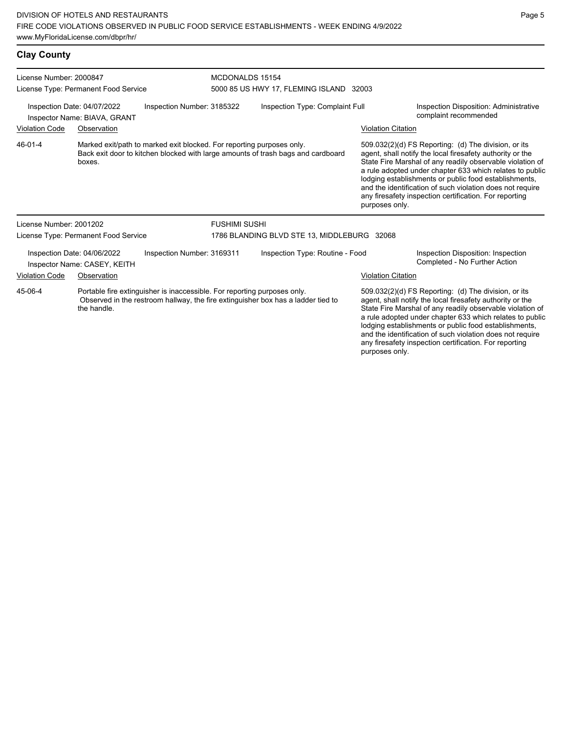## Clay County

**License Number:** 2000847
**License Type:** Permanent Food Service

**MCDONALDS 15154**
5000 85 US HWY 17, FLEMING ISLAND 32003

Inspection Date: 04/07/2022
Inspector Name: BIAVA, GRANT
Inspection Number: 3185322
Inspection Type: Complaint Full
Inspection Disposition: Administrative complaint recommended

| Violation Code | Observation | Violation Citation |
|---|---|---|
| 46-01-4 | Marked exit/path to marked exit blocked. For reporting purposes only. Back exit door to kitchen blocked with large amounts of trash bags and cardboard boxes. | 509.032(2)(d) FS Reporting: (d) The division, or its agent, shall notify the local firesafety authority or the State Fire Marshal of any readily observable violation of a rule adopted under chapter 633 which relates to public lodging establishments or public food establishments, and the identification of such violation does not require any firesafety inspection certification. For reporting purposes only. |

**License Number:** 2001202
**License Type:** Permanent Food Service

**FUSHIMI SUSHI**
1786 BLANDING BLVD STE 13, MIDDLEBURG 32068

Inspection Date: 04/06/2022
Inspector Name: CASEY, KEITH
Inspection Number: 3169311
Inspection Type: Routine - Food
Inspection Disposition: Inspection Completed - No Further Action

| Violation Code | Observation | Violation Citation |
|---|---|---|
| 45-06-4 | Portable fire extinguisher is inaccessible. For reporting purposes only. Observed in the restroom hallway, the fire extinguisher box has a ladder tied to the handle. | 509.032(2)(d) FS Reporting: (d) The division, or its agent, shall notify the local firesafety authority or the State Fire Marshal of any readily observable violation of a rule adopted under chapter 633 which relates to public lodging establishments or public food establishments, and the identification of such violation does not require any firesafety inspection certification. For reporting purposes only. |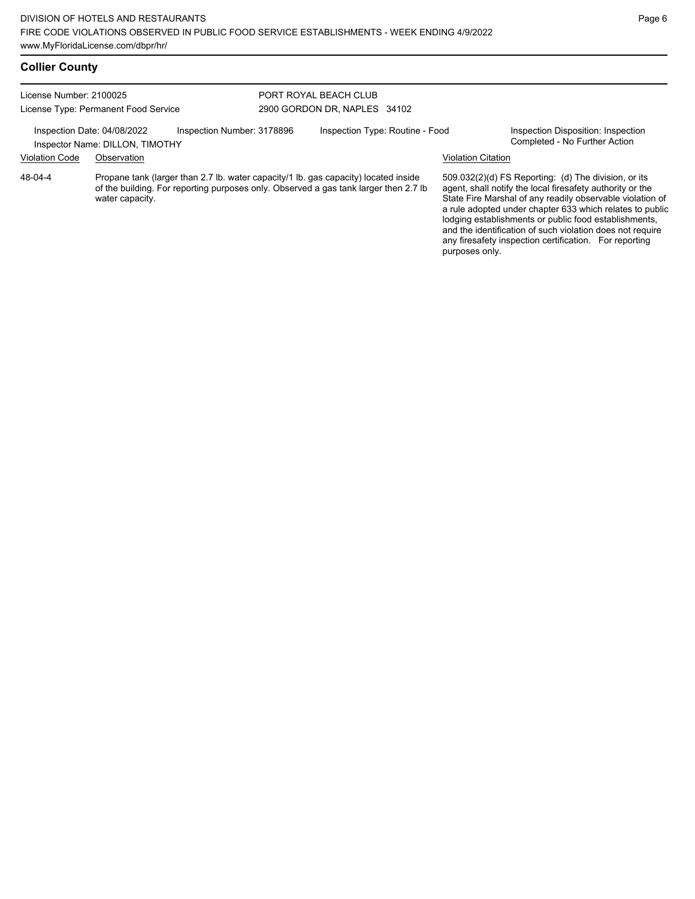## Collier County

License Number: 2100025
License Type: Permanent Food Service

PORT ROYAL BEACH CLUB
2900 GORDON DR, NAPLES 34102

Inspection Date: 04/08/2022 Inspection Number: 3178896 Inspection Type: Routine - Food
Inspector Name: DILLON, TIMOTHY

Inspection Disposition: Inspection Completed - No Further Action

| Violation Code | Observation | Violation Citation |
| --- | --- | --- |
| 48-04-4 | Propane tank (larger than 2.7 lb. water capacity/1 lb. gas capacity) located inside of the building. For reporting purposes only. Observed a gas tank larger then 2.7 lb water capacity. | 509.032(2)(d) FS Reporting: (d) The division, or its agent, shall notify the local firesafety authority or the State Fire Marshal of any readily observable violation of a rule adopted under chapter 633 which relates to public lodging establishments or public food establishments, and the identification of such violation does not require any firesafety inspection certification. For reporting purposes only. |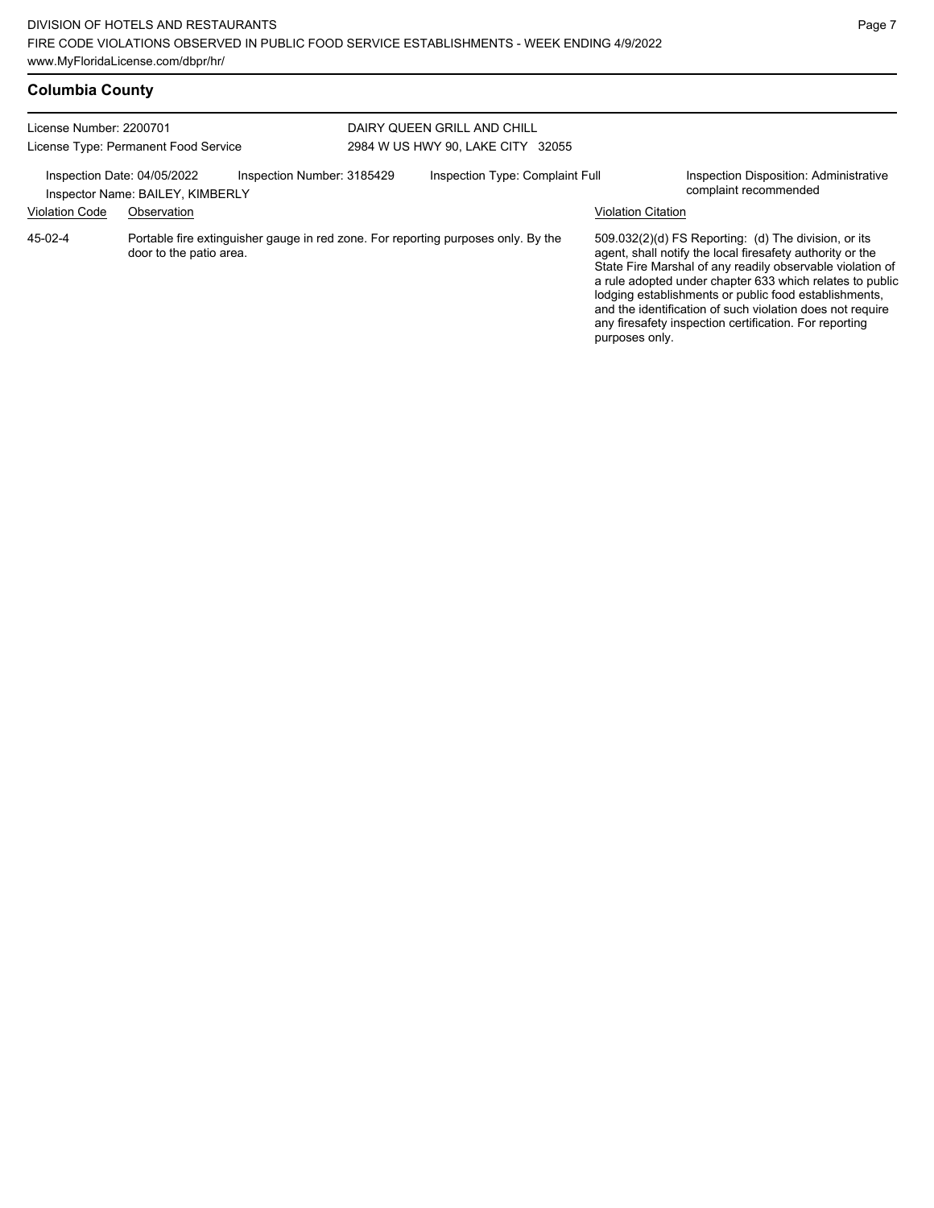## Columbia County

License Number: 2200701
License Type: Permanent Food Service

DAIRY QUEEN GRILL AND CHILL
2984 W US HWY 90, LAKE CITY 32055

Inspection Date: 04/05/2022
Inspector Name: BAILEY, KIMBERLY
Inspection Number: 3185429
Inspection Type: Complaint Full
Inspection Disposition: Administrative complaint recommended

| Violation Code | Observation | Violation Citation |
|---|---|---|
| 45-02-4 | Portable fire extinguisher gauge in red zone. For reporting purposes only. By the door to the patio area. | 509.032(2)(d) FS Reporting: (d) The division, or its agent, shall notify the local firesafety authority or the State Fire Marshal of any readily observable violation of a rule adopted under chapter 633 which relates to public lodging establishments or public food establishments, and the identification of such violation does not require any firesafety inspection certification. For reporting purposes only. |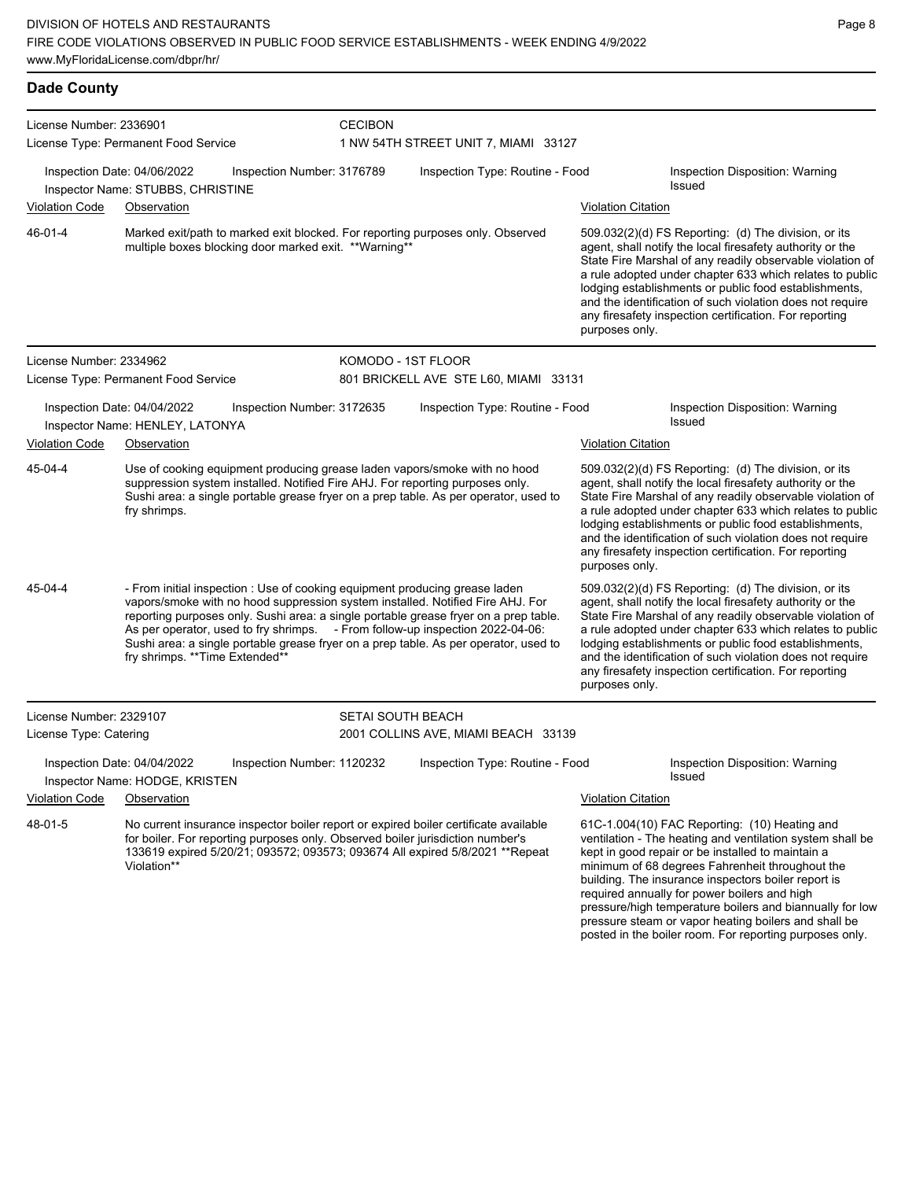## Dade County

**License Number:** 2336901
**License Type:** Permanent Food Service
**CECIBON**
1 NW 54TH STREET UNIT 7, MIAMI 33127

**Inspection Date:** 04/06/2022 | **Inspection Number:** 3176789 | **Inspection Type:** Routine - Food | **Inspection Disposition:** Warning Issued
**Inspector Name:** STUBBS, CHRISTINE

| Violation Code | Observation | Violation Citation |
|---|---|---|
| 46-01-4 | Marked exit/path to marked exit blocked. For reporting purposes only. Observed multiple boxes blocking door marked exit. **Warning** | 509.032(2)(d) FS Reporting: (d) The division, or its agent, shall notify the local firesafety authority or the State Fire Marshal of any readily observable violation of a rule adopted under chapter 633 which relates to public lodging establishments or public food establishments, and the identification of such violation does not require any firesafety inspection certification. For reporting purposes only. |

**License Number:** 2334962
**License Type:** Permanent Food Service
**KOMODO - 1ST FLOOR**
801 BRICKELL AVE STE L60, MIAMI 33131

**Inspection Date:** 04/04/2022 | **Inspection Number:** 3172635 | **Inspection Type:** Routine - Food | **Inspection Disposition:** Warning Issued
**Inspector Name:** HENLEY, LATONYA

| Violation Code | Observation | Violation Citation |
|---|---|---|
| 45-04-4 | Use of cooking equipment producing grease laden vapors/smoke with no hood suppression system installed. Notified Fire AHJ. For reporting purposes only. Sushi area: a single portable grease fryer on a prep table. As per operator, used to fry shrimps. | 509.032(2)(d) FS Reporting: (d) The division, or its agent, shall notify the local firesafety authority or the State Fire Marshal of any readily observable violation of a rule adopted under chapter 633 which relates to public lodging establishments or public food establishments, and the identification of such violation does not require any firesafety inspection certification. For reporting purposes only. |
| 45-04-4 | - From initial inspection : Use of cooking equipment producing grease laden vapors/smoke with no hood suppression system installed. Notified Fire AHJ. For reporting purposes only. Sushi area: a single portable grease fryer on a prep table. As per operator, used to fry shrimps. - From follow-up inspection 2022-04-06: Sushi area: a single portable grease fryer on a prep table. As per operator, used to fry shrimps. **Time Extended** | 509.032(2)(d) FS Reporting: (d) The division, or its agent, shall notify the local firesafety authority or the State Fire Marshal of any readily observable violation of a rule adopted under chapter 633 which relates to public lodging establishments or public food establishments, and the identification of such violation does not require any firesafety inspection certification. For reporting purposes only. |

**License Number:** 2329107
**License Type:** Catering
**SETAI SOUTH BEACH**
2001 COLLINS AVE, MIAMI BEACH 33139

**Inspection Date:** 04/04/2022 | **Inspection Number:** 1120232 | **Inspection Type:** Routine - Food | **Inspection Disposition:** Warning Issued
**Inspector Name:** HODGE, KRISTEN

| Violation Code | Observation | Violation Citation |
|---|---|---|
| 48-01-5 | No current insurance inspector boiler report or expired boiler certificate available for boiler. For reporting purposes only. Observed boiler jurisdiction number's 133619 expired 5/20/21; 093572; 093573; 093674 All expired 5/8/2021 **Repeat Violation** | 61C-1.004(10) FAC Reporting: (10) Heating and ventilation - The heating and ventilation system shall be kept in good repair or be installed to maintain a minimum of 68 degrees Fahrenheit throughout the building. The insurance inspectors boiler report is required annually for power boilers and high pressure/high temperature boilers and biannually for low pressure steam or vapor heating boilers and shall be posted in the boiler room. For reporting purposes only. |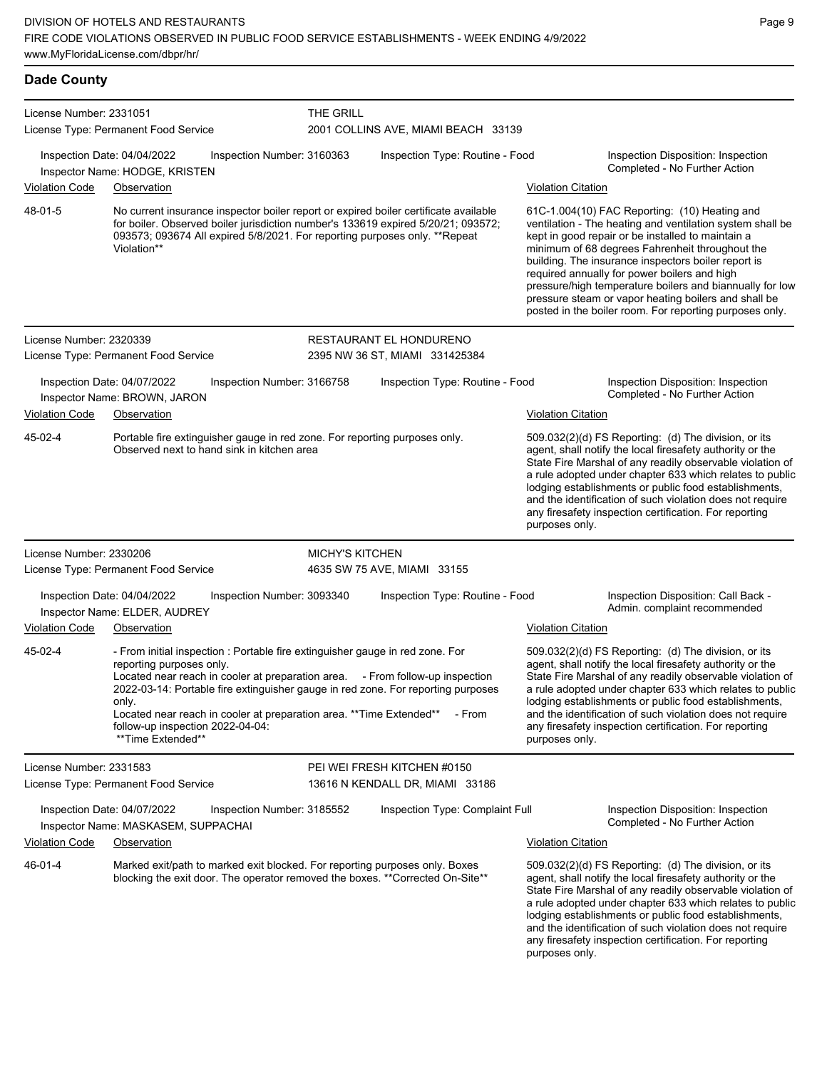## Dade County

**License Number:** 2331051
**License Type:** Permanent Food Service

**THE GRILL**
2001 COLLINS AVE, MIAMI BEACH 33139

Inspection Date: 04/04/2022 | Inspection Number: 3160363 | Inspection Type: Routine - Food | Inspection Disposition: Inspection Completed - No Further Action
Inspector Name: HODGE, KRISTEN

| Violation Code | Observation | Violation Citation |
|---|---|---|
| 48-01-5 | No current insurance inspector boiler report or expired boiler certificate available for boiler. Observed boiler jurisdiction number's 133619 expired 5/20/21; 093572; 093573; 093674 All expired 5/8/2021. For reporting purposes only. **Repeat Violation** | 61C-1.004(10) FAC Reporting: (10) Heating and ventilation - The heating and ventilation system shall be kept in good repair or be installed to maintain a minimum of 68 degrees Fahrenheit throughout the building. The insurance inspectors boiler report is required annually for power boilers and high pressure/high temperature boilers and biannually for low pressure steam or vapor heating boilers and shall be posted in the boiler room. For reporting purposes only. |

**License Number:** 2320339
**License Type:** Permanent Food Service

**RESTAURANT EL HONDURENO**
2395 NW 36 ST, MIAMI 331425384

Inspection Date: 04/07/2022 | Inspection Number: 3166758 | Inspection Type: Routine - Food | Inspection Disposition: Inspection Completed - No Further Action
Inspector Name: BROWN, JARON

| Violation Code | Observation | Violation Citation |
|---|---|---|
| 45-02-4 | Portable fire extinguisher gauge in red zone. For reporting purposes only. Observed next to hand sink in kitchen area | 509.032(2)(d) FS Reporting: (d) The division, or its agent, shall notify the local firesafety authority or the State Fire Marshal of any readily observable violation of a rule adopted under chapter 633 which relates to public lodging establishments or public food establishments, and the identification of such violation does not require any firesafety inspection certification. For reporting purposes only. |

**License Number:** 2330206
**License Type:** Permanent Food Service

**MICHY'S KITCHEN**
4635 SW 75 AVE, MIAMI 33155

Inspection Date: 04/04/2022 | Inspection Number: 3093340 | Inspection Type: Routine - Food | Inspection Disposition: Call Back - Admin. complaint recommended
Inspector Name: ELDER, AUDREY

| Violation Code | Observation | Violation Citation |
|---|---|---|
| 45-02-4 | - From initial inspection : Portable fire extinguisher gauge in red zone. For reporting purposes only. Located near reach in cooler at preparation area. - From follow-up inspection 2022-03-14: Portable fire extinguisher gauge in red zone. For reporting purposes only. Located near reach in cooler at preparation area. **Time Extended** - From follow-up inspection 2022-04-04: **Time Extended** | 509.032(2)(d) FS Reporting: (d) The division, or its agent, shall notify the local firesafety authority or the State Fire Marshal of any readily observable violation of a rule adopted under chapter 633 which relates to public lodging establishments or public food establishments, and the identification of such violation does not require any firesafety inspection certification. For reporting purposes only. |

**License Number:** 2331583
**License Type:** Permanent Food Service

**PEI WEI FRESH KITCHEN #0150**
13616 N KENDALL DR, MIAMI 33186

Inspection Date: 04/07/2022 | Inspection Number: 3185552 | Inspection Type: Complaint Full | Inspection Disposition: Inspection Completed - No Further Action
Inspector Name: MASKASEM, SUPPACHAI

| Violation Code | Observation | Violation Citation |
|---|---|---|
| 46-01-4 | Marked exit/path to marked exit blocked. For reporting purposes only. Boxes blocking the exit door. The operator removed the boxes. **Corrected On-Site** | 509.032(2)(d) FS Reporting: (d) The division, or its agent, shall notify the local firesafety authority or the State Fire Marshal of any readily observable violation of a rule adopted under chapter 633 which relates to public lodging establishments or public food establishments, and the identification of such violation does not require any firesafety inspection certification. For reporting purposes only. |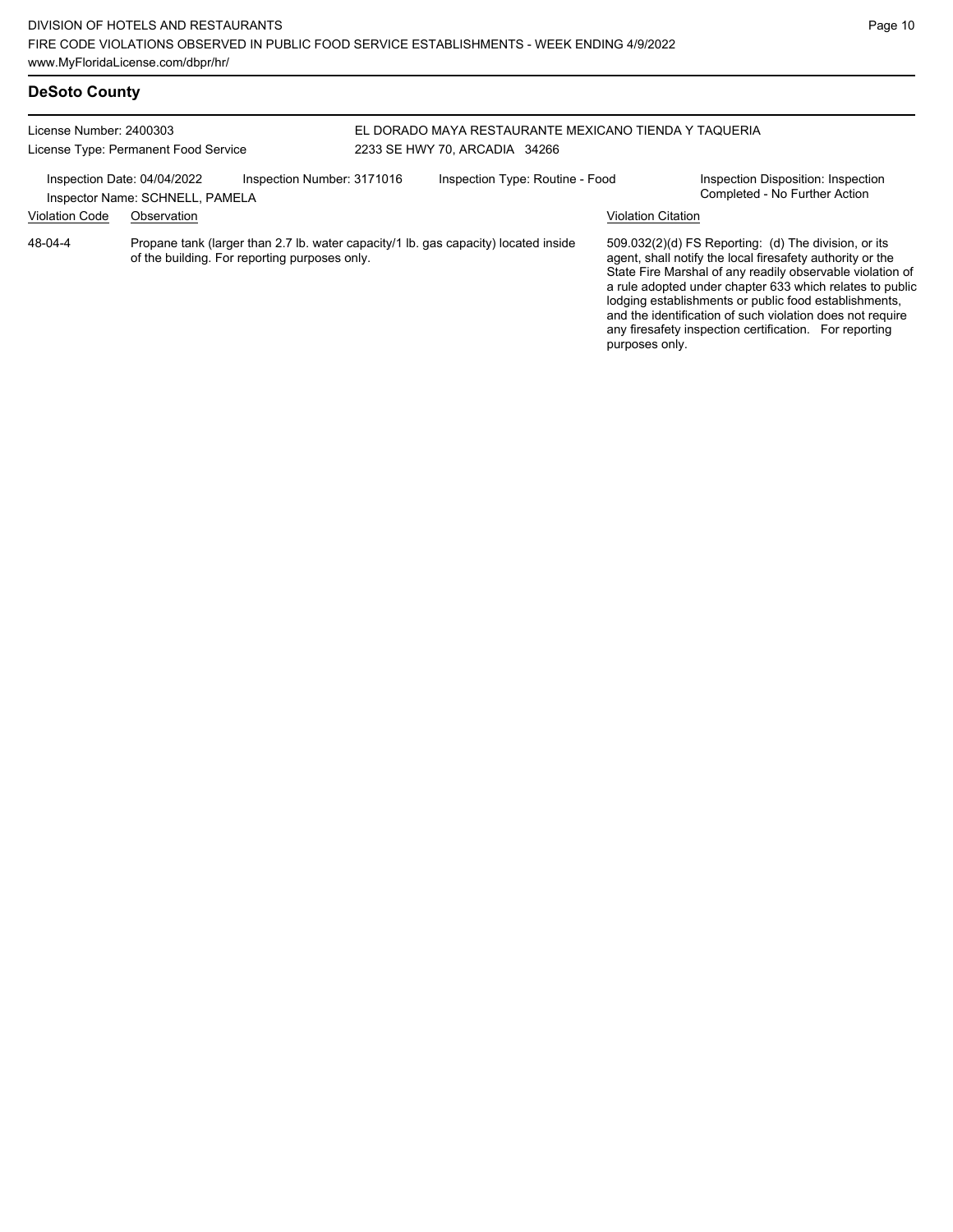## DeSoto County

License Number: 2400303
License Type: Permanent Food Service

EL DORADO MAYA RESTAURANTE MEXICANO TIENDA Y TAQUERIA
2233 SE HWY 70, ARCADIA 34266

Inspection Date: 04/04/2022
Inspector Name: SCHNELL, PAMELA
Inspection Number: 3171016
Inspection Type: Routine - Food
Inspection Disposition: Inspection Completed - No Further Action

| Violation Code | Observation | Violation Citation |
|---|---|---|
| 48-04-4 | Propane tank (larger than 2.7 lb. water capacity/1 lb. gas capacity) located inside of the building. For reporting purposes only. | 509.032(2)(d) FS Reporting: (d) The division, or its agent, shall notify the local firesafety authority or the State Fire Marshal of any readily observable violation of a rule adopted under chapter 633 which relates to public lodging establishments or public food establishments, and the identification of such violation does not require any firesafety inspection certification. For reporting purposes only. |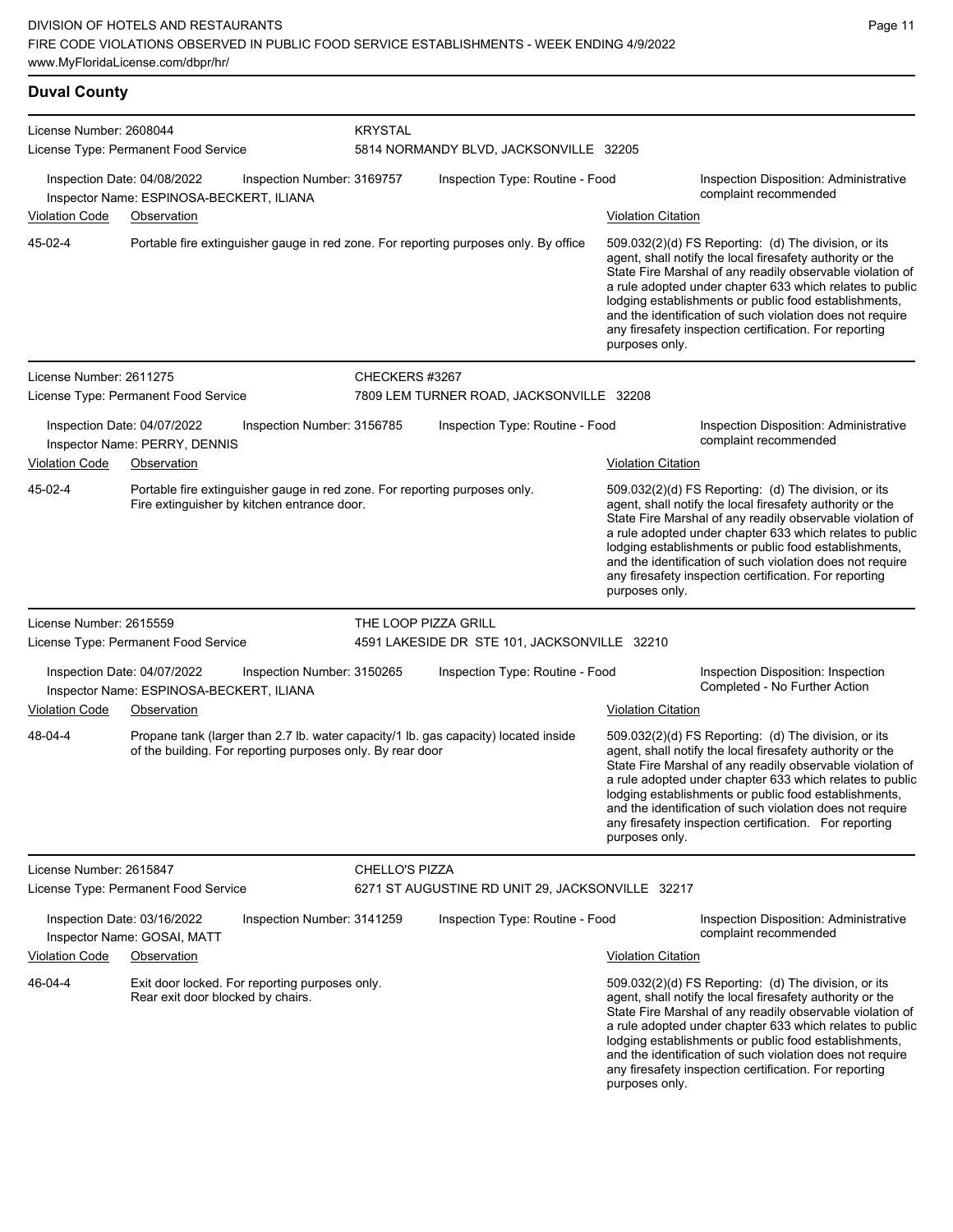## Duval County

**License Number:** 2608044 | **KRYSTAL**
**License Type:** Permanent Food Service | 5814 NORMANDY BLVD, JACKSONVILLE 32205

Inspection Date: 04/08/2022 | Inspection Number: 3169757 | Inspection Type: Routine - Food | Inspection Disposition: Administrative complaint recommended
Inspector Name: ESPINOSA-BECKERT, ILIANA

| Violation Code | Observation | Violation Citation |
|---|---|---|
| 45-02-4 | Portable fire extinguisher gauge in red zone. For reporting purposes only. By office | 509.032(2)(d) FS Reporting: (d) The division, or its agent, shall notify the local firesafety authority or the State Fire Marshal of any readily observable violation of a rule adopted under chapter 633 which relates to public lodging establishments or public food establishments, and the identification of such violation does not require any firesafety inspection certification. For reporting purposes only. |

---

**License Number:** 2611275 | **CHECKERS #3267**
**License Type:** Permanent Food Service | 7809 LEM TURNER ROAD, JACKSONVILLE 32208

Inspection Date: 04/07/2022 | Inspection Number: 3156785 | Inspection Type: Routine - Food | Inspection Disposition: Administrative complaint recommended
Inspector Name: PERRY, DENNIS

| Violation Code | Observation | Violation Citation |
|---|---|---|
| 45-02-4 | Portable fire extinguisher gauge in red zone. For reporting purposes only. Fire extinguisher by kitchen entrance door. | 509.032(2)(d) FS Reporting: (d) The division, or its agent, shall notify the local firesafety authority or the State Fire Marshal of any readily observable violation of a rule adopted under chapter 633 which relates to public lodging establishments or public food establishments, and the identification of such violation does not require any firesafety inspection certification. For reporting purposes only. |

---

**License Number:** 2615559 | **THE LOOP PIZZA GRILL**
**License Type:** Permanent Food Service | 4591 LAKESIDE DR STE 101, JACKSONVILLE 32210

Inspection Date: 04/07/2022 | Inspection Number: 3150265 | Inspection Type: Routine - Food | Inspection Disposition: Inspection Completed - No Further Action
Inspector Name: ESPINOSA-BECKERT, ILIANA

| Violation Code | Observation | Violation Citation |
|---|---|---|
| 48-04-4 | Propane tank (larger than 2.7 lb. water capacity/1 lb. gas capacity) located inside of the building. For reporting purposes only. By rear door | 509.032(2)(d) FS Reporting: (d) The division, or its agent, shall notify the local firesafety authority or the State Fire Marshal of any readily observable violation of a rule adopted under chapter 633 which relates to public lodging establishments or public food establishments, and the identification of such violation does not require any firesafety inspection certification. For reporting purposes only. |

---

**License Number:** 2615847 | **CHELLO'S PIZZA**
**License Type:** Permanent Food Service | 6271 ST AUGUSTINE RD UNIT 29, JACKSONVILLE 32217

Inspection Date: 03/16/2022 | Inspection Number: 3141259 | Inspection Type: Routine - Food | Inspection Disposition: Administrative complaint recommended
Inspector Name: GOSAI, MATT

| Violation Code | Observation | Violation Citation |
|---|---|---|
| 46-04-4 | Exit door locked. For reporting purposes only. Rear exit door blocked by chairs. | 509.032(2)(d) FS Reporting: (d) The division, or its agent, shall notify the local firesafety authority or the State Fire Marshal of any readily observable violation of a rule adopted under chapter 633 which relates to public lodging establishments or public food establishments, and the identification of such violation does not require any firesafety inspection certification. For reporting purposes only. |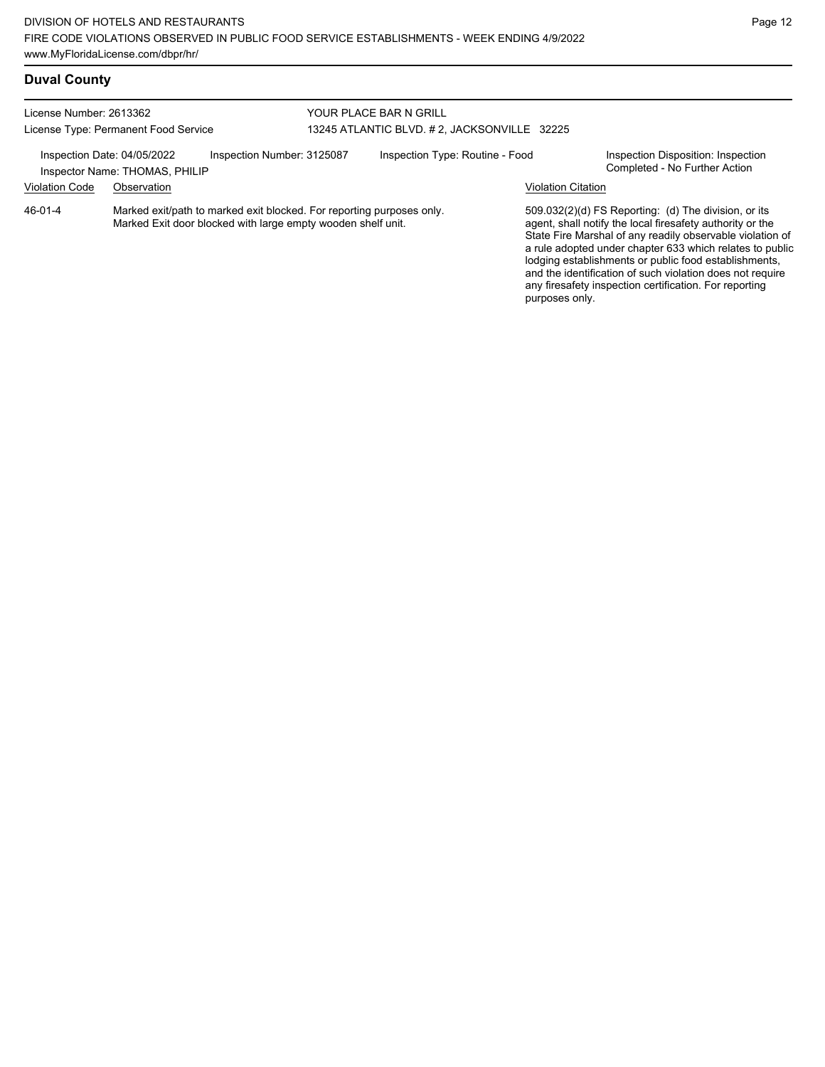## Duval County

License Number: 2613362
License Type: Permanent Food Service

YOUR PLACE BAR N GRILL
13245 ATLANTIC BLVD. # 2, JACKSONVILLE 32225

Inspection Date: 04/05/2022
Inspector Name: THOMAS, PHILIP
Inspection Number: 3125087
Inspection Type: Routine - Food
Inspection Disposition: Inspection Completed - No Further Action

| Violation Code | Observation | Violation Citation |
| --- | --- | --- |
| 46-01-4 | Marked exit/path to marked exit blocked. For reporting purposes only. Marked Exit door blocked with large empty wooden shelf unit. | 509.032(2)(d) FS Reporting: (d) The division, or its agent, shall notify the local firesafety authority or the State Fire Marshal of any readily observable violation of a rule adopted under chapter 633 which relates to public lodging establishments or public food establishments, and the identification of such violation does not require any firesafety inspection certification. For reporting purposes only. |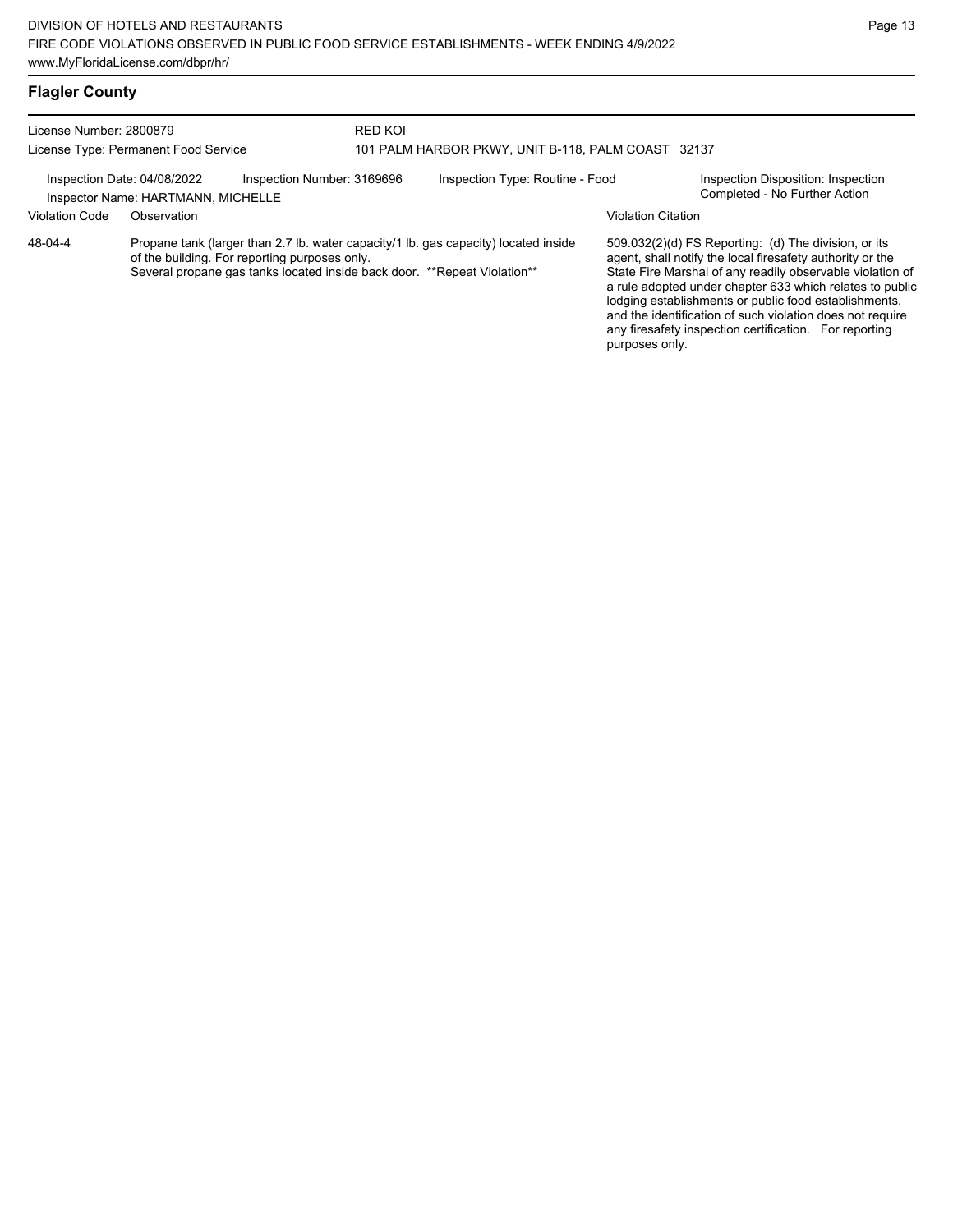## Flagler County

License Number: 2800879
License Type: Permanent Food Service

RED KOI
101 PALM HARBOR PKWY, UNIT B-118, PALM COAST 32137

Inspection Date: 04/08/2022
Inspector Name: HARTMANN, MICHELLE
Inspection Number: 3169696
Inspection Type: Routine - Food
Inspection Disposition: Inspection Completed - No Further Action

| Violation Code | Observation | Violation Citation |
| --- | --- | --- |
| 48-04-4 | Propane tank (larger than 2.7 lb. water capacity/1 lb. gas capacity) located inside of the building. For reporting purposes only. Several propane gas tanks located inside back door. **Repeat Violation** | 509.032(2)(d) FS Reporting: (d) The division, or its agent, shall notify the local firesafety authority or the State Fire Marshal of any readily observable violation of a rule adopted under chapter 633 which relates to public lodging establishments or public food establishments, and the identification of such violation does not require any firesafety inspection certification. For reporting purposes only. |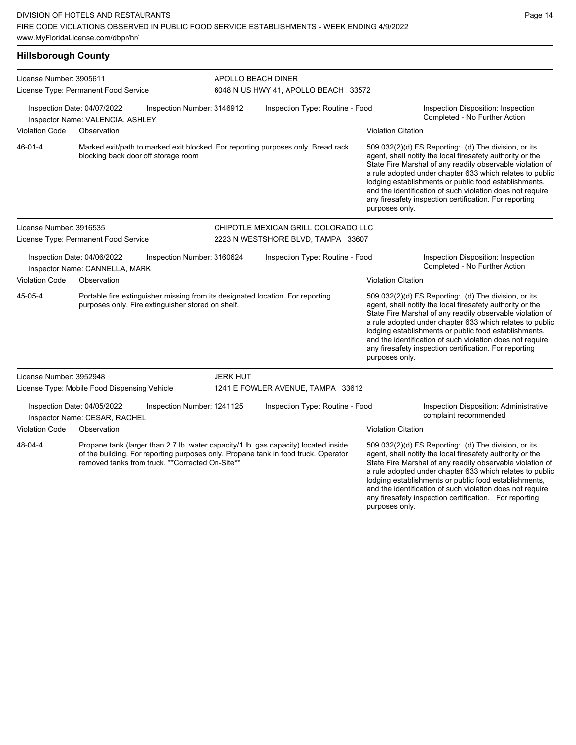## Hillsborough County

**License Number:** 3905611
**License Type:** Permanent Food Service

**APOLLO BEACH DINER**
6048 N US HWY 41, APOLLO BEACH 33572

Inspection Date: 04/07/2022
Inspector Name: VALENCIA, ASHLEY
Inspection Number: 3146912
Inspection Type: Routine - Food
Inspection Disposition: Inspection Completed - No Further Action

| Violation Code | Observation | Violation Citation |
| --- | --- | --- |
| 46-01-4 | Marked exit/path to marked exit blocked. For reporting purposes only. Bread rack blocking back door off storage room | 509.032(2)(d) FS Reporting: (d) The division, or its agent, shall notify the local firesafety authority or the State Fire Marshal of any readily observable violation of a rule adopted under chapter 633 which relates to public lodging establishments or public food establishments, and the identification of such violation does not require any firesafety inspection certification. For reporting purposes only. |

**License Number:** 3916535
**License Type:** Permanent Food Service

**CHIPOTLE MEXICAN GRILL COLORADO LLC**
2223 N WESTSHORE BLVD, TAMPA 33607

Inspection Date: 04/06/2022
Inspector Name: CANNELLA, MARK
Inspection Number: 3160624
Inspection Type: Routine - Food
Inspection Disposition: Inspection Completed - No Further Action

| Violation Code | Observation | Violation Citation |
| --- | --- | --- |
| 45-05-4 | Portable fire extinguisher missing from its designated location. For reporting purposes only. Fire extinguisher stored on shelf. | 509.032(2)(d) FS Reporting: (d) The division, or its agent, shall notify the local firesafety authority or the State Fire Marshal of any readily observable violation of a rule adopted under chapter 633 which relates to public lodging establishments or public food establishments, and the identification of such violation does not require any firesafety inspection certification. For reporting purposes only. |

**License Number:** 3952948
**License Type:** Mobile Food Dispensing Vehicle

**JERK HUT**
1241 E FOWLER AVENUE, TAMPA 33612

Inspection Date: 04/05/2022
Inspector Name: CESAR, RACHEL
Inspection Number: 1241125
Inspection Type: Routine - Food
Inspection Disposition: Administrative complaint recommended

| Violation Code | Observation | Violation Citation |
| --- | --- | --- |
| 48-04-4 | Propane tank (larger than 2.7 lb. water capacity/1 lb. gas capacity) located inside of the building. For reporting purposes only. Propane tank in food truck. Operator removed tanks from truck. **Corrected On-Site** | 509.032(2)(d) FS Reporting: (d) The division, or its agent, shall notify the local firesafety authority or the State Fire Marshal of any readily observable violation of a rule adopted under chapter 633 which relates to public lodging establishments or public food establishments, and the identification of such violation does not require any firesafety inspection certification. For reporting purposes only. |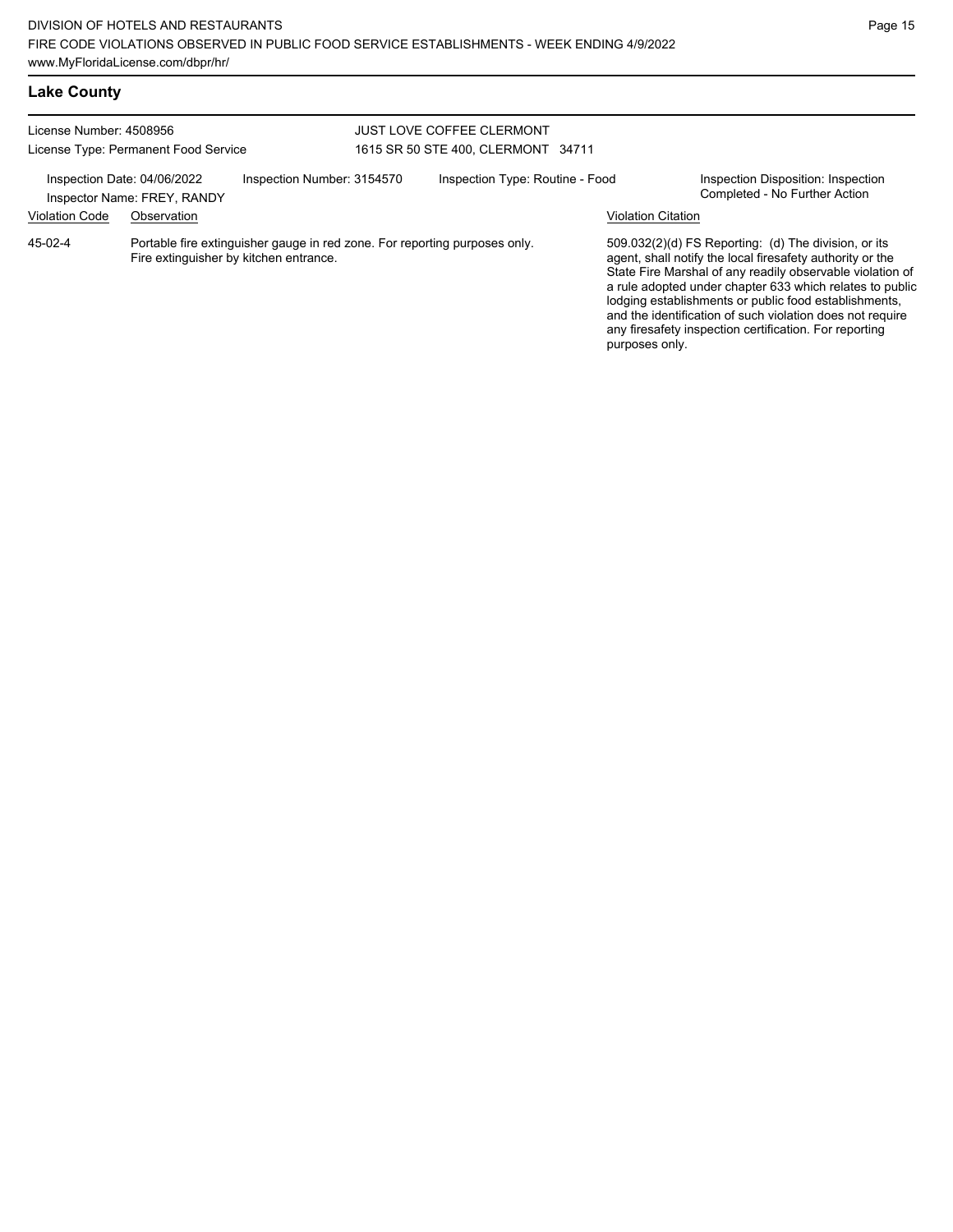## Lake County

License Number: 4508956
License Type: Permanent Food Service

JUST LOVE COFFEE CLERMONT
1615 SR 50 STE 400, CLERMONT 34711

Inspection Date: 04/06/2022
Inspector Name: FREY, RANDY
Inspection Number: 3154570
Inspection Type: Routine - Food
Inspection Disposition: Inspection Completed - No Further Action

| Violation Code | Observation | Violation Citation |
| --- | --- | --- |
| 45-02-4 | Portable fire extinguisher gauge in red zone. For reporting purposes only. Fire extinguisher by kitchen entrance. | 509.032(2)(d) FS Reporting: (d) The division, or its agent, shall notify the local firesafety authority or the State Fire Marshal of any readily observable violation of a rule adopted under chapter 633 which relates to public lodging establishments or public food establishments, and the identification of such violation does not require any firesafety inspection certification. For reporting purposes only. |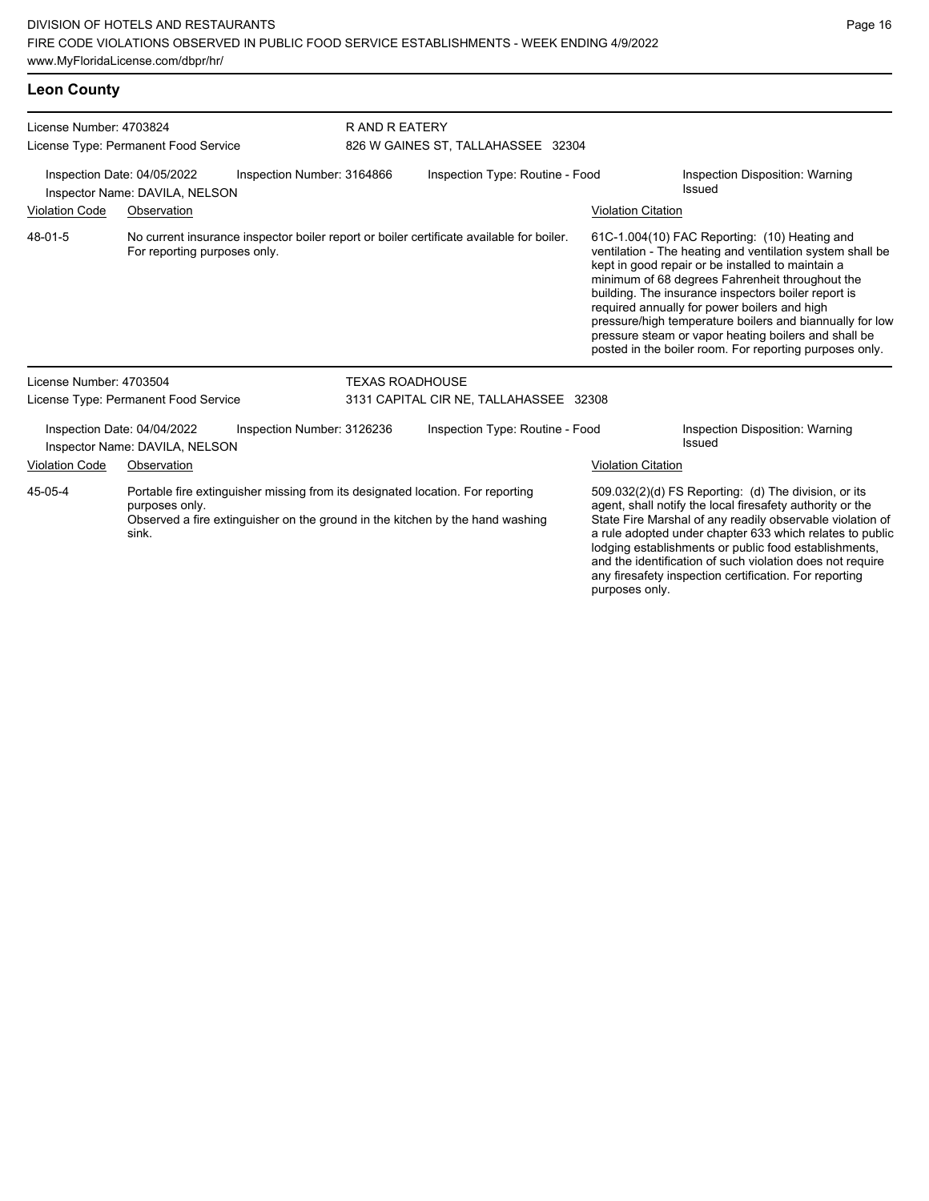## Leon County

License Number: 4703824
License Type: Permanent Food Service

R AND R EATERY
826 W GAINES ST, TALLAHASSEE 32304

Inspection Date: 04/05/2022
Inspector Name: DAVILA, NELSON
Inspection Number: 3164866
Inspection Type: Routine - Food
Inspection Disposition: Warning Issued

| Violation Code | Observation | Violation Citation |
|---|---|---|
| 48-01-5 | No current insurance inspector boiler report or boiler certificate available for boiler. For reporting purposes only. | 61C-1.004(10) FAC Reporting: (10) Heating and ventilation - The heating and ventilation system shall be kept in good repair or be installed to maintain a minimum of 68 degrees Fahrenheit throughout the building. The insurance inspectors boiler report is required annually for power boilers and high pressure/high temperature boilers and biannually for low pressure steam or vapor heating boilers and shall be posted in the boiler room. For reporting purposes only. |

License Number: 4703504
License Type: Permanent Food Service

TEXAS ROADHOUSE
3131 CAPITAL CIR NE, TALLAHASSEE 32308

Inspection Date: 04/04/2022
Inspector Name: DAVILA, NELSON
Inspection Number: 3126236
Inspection Type: Routine - Food
Inspection Disposition: Warning Issued

| Violation Code | Observation | Violation Citation |
|---|---|---|
| 45-05-4 | Portable fire extinguisher missing from its designated location. For reporting purposes only. Observed a fire extinguisher on the ground in the kitchen by the hand washing sink. | 509.032(2)(d) FS Reporting: (d) The division, or its agent, shall notify the local firesafety authority or the State Fire Marshal of any readily observable violation of a rule adopted under chapter 633 which relates to public lodging establishments or public food establishments, and the identification of such violation does not require any firesafety inspection certification. For reporting purposes only. |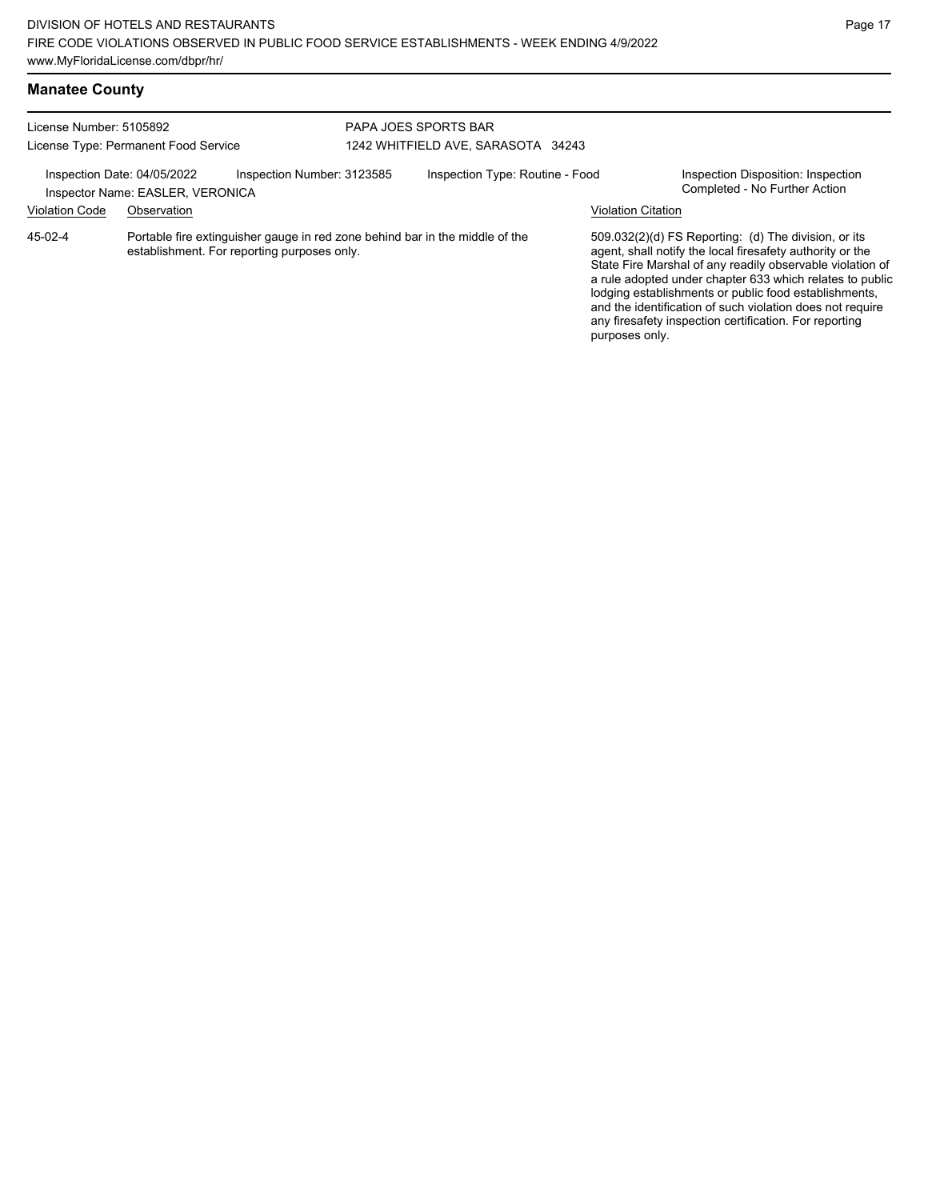## Manatee County

License Number: 5105892
License Type: Permanent Food Service

PAPA JOES SPORTS BAR
1242 WHITFIELD AVE, SARASOTA 34243

Inspection Date: 04/05/2022
Inspector Name: EASLER, VERONICA
Inspection Number: 3123585
Inspection Type: Routine - Food
Inspection Disposition: Inspection Completed - No Further Action

| Violation Code | Observation | Violation Citation |
|---|---|---|
| 45-02-4 | Portable fire extinguisher gauge in red zone behind bar in the middle of the establishment. For reporting purposes only. | 509.032(2)(d) FS Reporting: (d) The division, or its agent, shall notify the local firesafety authority or the State Fire Marshal of any readily observable violation of a rule adopted under chapter 633 which relates to public lodging establishments or public food establishments, and the identification of such violation does not require any firesafety inspection certification. For reporting purposes only. |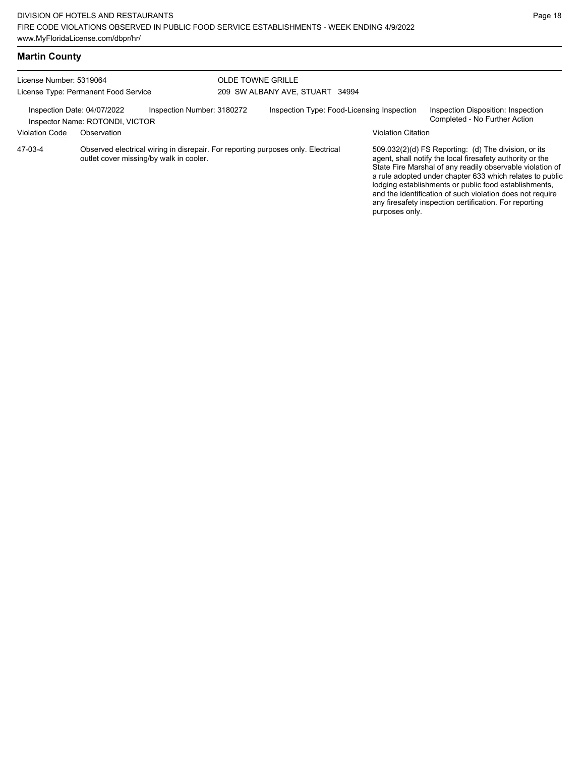## Martin County

License Number: 5319064
License Type: Permanent Food Service

OLDE TOWNE GRILLE
209 SW ALBANY AVE, STUART 34994

Inspection Date: 04/07/2022
Inspector Name: ROTONDI, VICTOR
Inspection Number: 3180272
Inspection Type: Food-Licensing Inspection
Inspection Disposition: Inspection Completed - No Further Action

| Violation Code | Observation | Violation Citation |
|---|---|---|
| 47-03-4 | Observed electrical wiring in disrepair. For reporting purposes only. Electrical outlet cover missing/by walk in cooler. | 509.032(2)(d) FS Reporting: (d) The division, or its agent, shall notify the local firesafety authority or the State Fire Marshal of any readily observable violation of a rule adopted under chapter 633 which relates to public lodging establishments or public food establishments, and the identification of such violation does not require any firesafety inspection certification. For reporting purposes only. |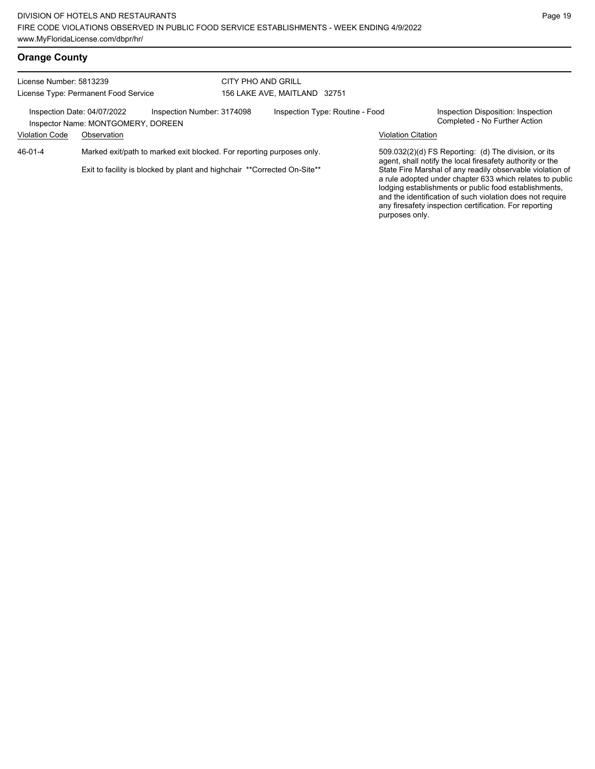## Orange County

License Number: 5813239
License Type: Permanent Food Service

CITY PHO AND GRILL
156 LAKE AVE, MAITLAND 32751

Inspection Date: 04/07/2022
Inspector Name: MONTGOMERY, DOREEN
Inspection Number: 3174098
Inspection Type: Routine - Food
Inspection Disposition: Inspection Completed - No Further Action

| Violation Code | Observation | Violation Citation |
|---|---|---|
| 46-01-4 | Marked exit/path to marked exit blocked. For reporting purposes only.<br><br>Exit to facility is blocked by plant and highchair **Corrected On-Site** | 509.032(2)(d) FS Reporting: (d) The division, or its agent, shall notify the local firesafety authority or the State Fire Marshal of any readily observable violation of a rule adopted under chapter 633 which relates to public lodging establishments or public food establishments, and the identification of such violation does not require any firesafety inspection certification. For reporting purposes only. |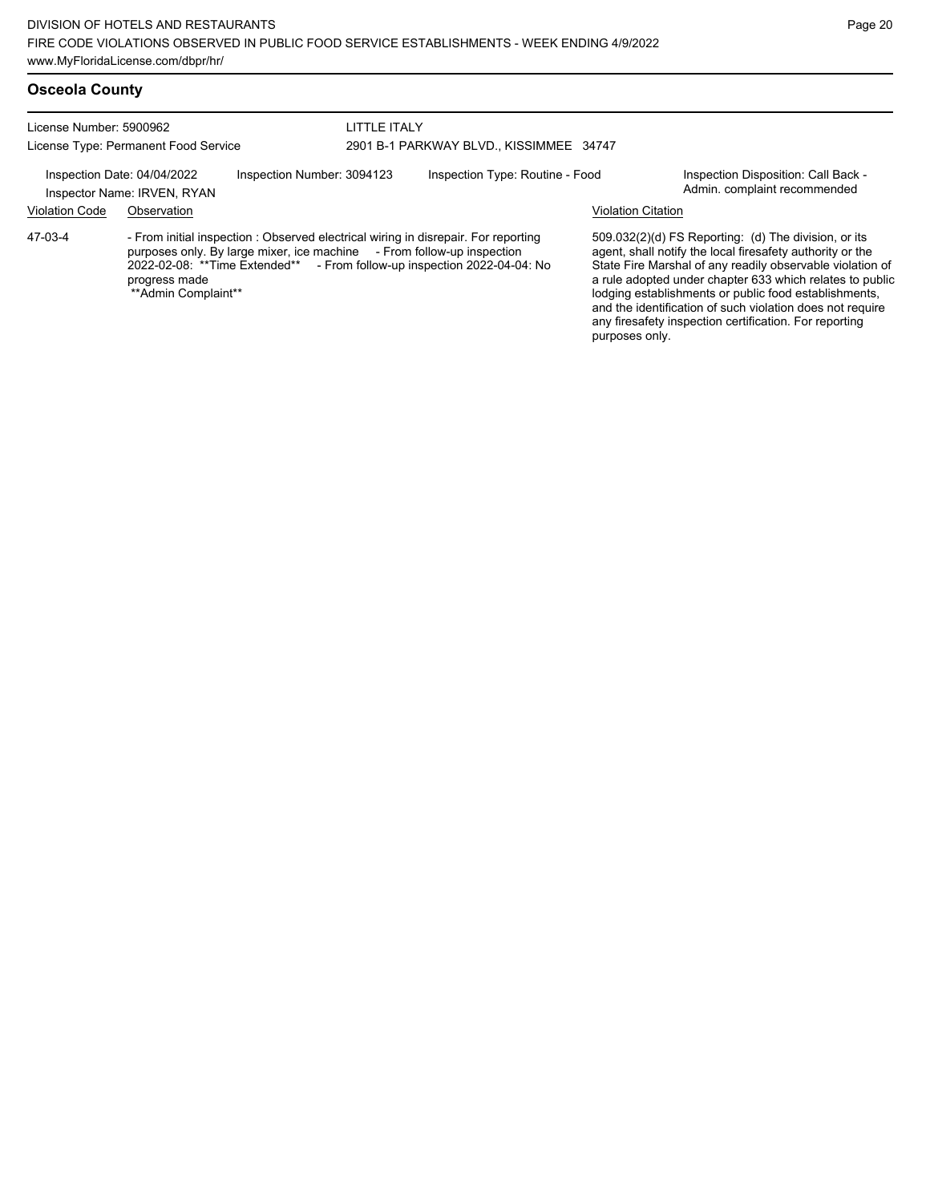## Osceola County

License Number: 5900962
License Type: Permanent Food Service

LITTLE ITALY
2901 B-1 PARKWAY BLVD., KISSIMMEE 34747

Inspection Date: 04/04/2022
Inspector Name: IRVEN, RYAN
Inspection Number: 3094123
Inspection Type: Routine - Food
Inspection Disposition: Call Back - Admin. complaint recommended

| Violation Code | Observation | Violation Citation |
| --- | --- | --- |
| 47-03-4 | - From initial inspection : Observed electrical wiring in disrepair. For reporting purposes only. By large mixer, ice machine - From follow-up inspection 2022-02-08: **Time Extended** - From follow-up inspection 2022-04-04: No progress made **Admin Complaint** | 509.032(2)(d) FS Reporting: (d) The division, or its agent, shall notify the local firesafety authority or the State Fire Marshal of any readily observable violation of a rule adopted under chapter 633 which relates to public lodging establishments or public food establishments, and the identification of such violation does not require any firesafety inspection certification. For reporting purposes only. |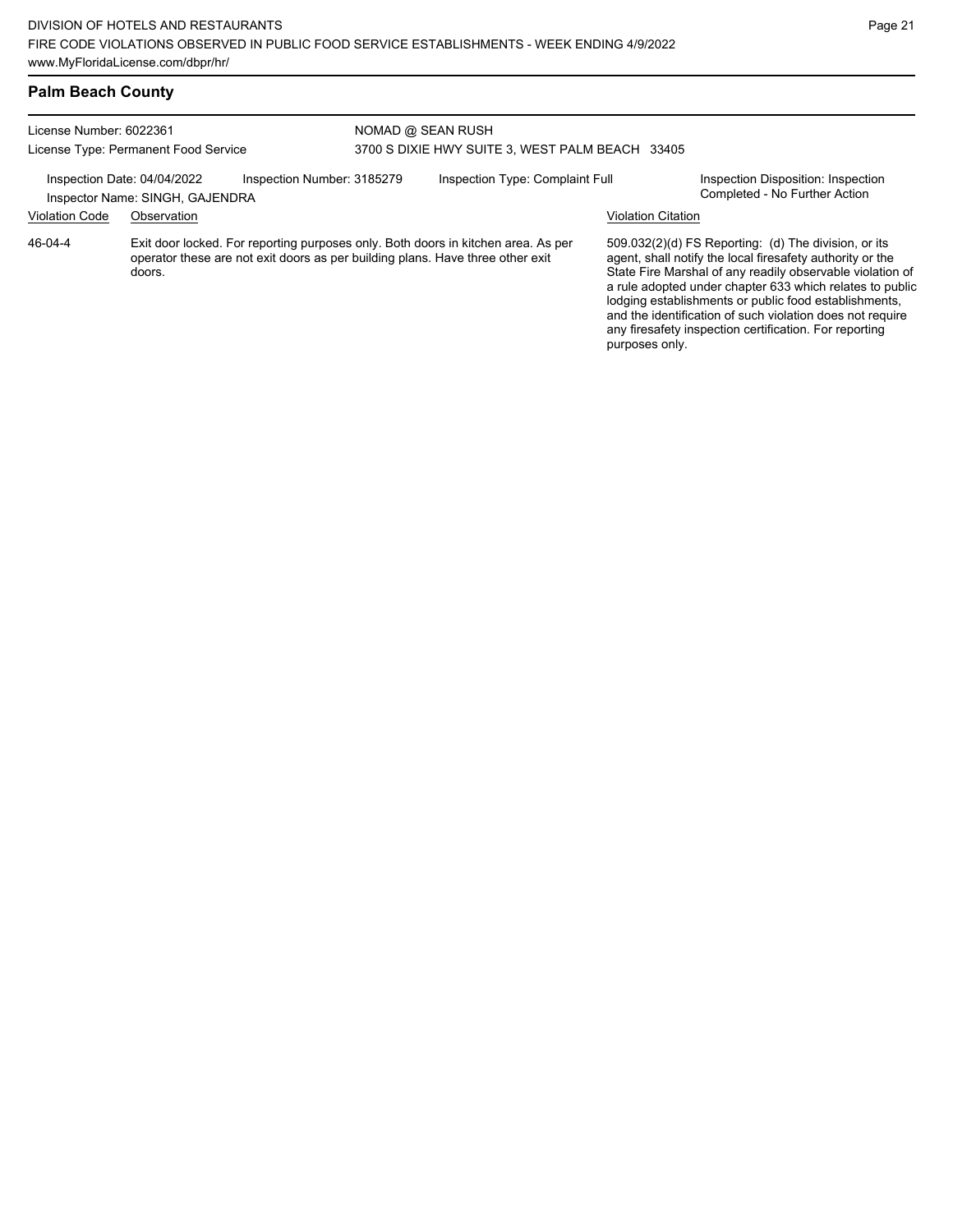## Palm Beach County

License Number: 6022361
License Type: Permanent Food Service

NOMAD @ SEAN RUSH
3700 S DIXIE HWY SUITE 3, WEST PALM BEACH 33405

Inspection Date: 04/04/2022
Inspector Name: SINGH, GAJENDRA
Inspection Number: 3185279
Inspection Type: Complaint Full
Inspection Disposition: Inspection Completed - No Further Action

| Violation Code | Observation | Violation Citation |
| --- | --- | --- |
| 46-04-4 | Exit door locked. For reporting purposes only. Both doors in kitchen area. As per operator these are not exit doors as per building plans. Have three other exit doors. | 509.032(2)(d) FS Reporting: (d) The division, or its agent, shall notify the local firesafety authority or the State Fire Marshal of any readily observable violation of a rule adopted under chapter 633 which relates to public lodging establishments or public food establishments, and the identification of such violation does not require any firesafety inspection certification. For reporting purposes only. |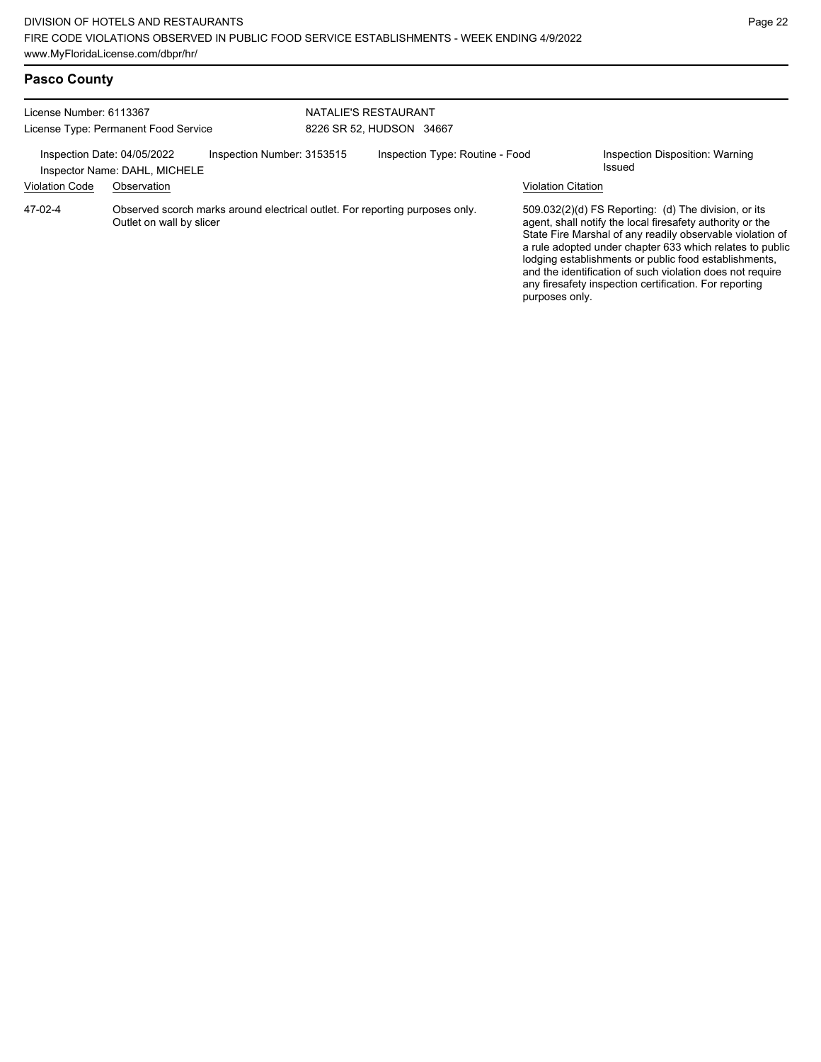## Pasco County

License Number: 6113367
License Type: Permanent Food Service

NATALIE'S RESTAURANT
8226 SR 52, HUDSON 34667

Inspection Date: 04/05/2022
Inspector Name: DAHL, MICHELE
Inspection Number: 3153515
Inspection Type: Routine - Food
Inspection Disposition: Warning Issued

| Violation Code | Observation | Violation Citation |
| --- | --- | --- |
| 47-02-4 | Observed scorch marks around electrical outlet. For reporting purposes only. Outlet on wall by slicer | 509.032(2)(d) FS Reporting: (d) The division, or its agent, shall notify the local firesafety authority or the State Fire Marshal of any readily observable violation of a rule adopted under chapter 633 which relates to public lodging establishments or public food establishments, and the identification of such violation does not require any firesafety inspection certification. For reporting purposes only. |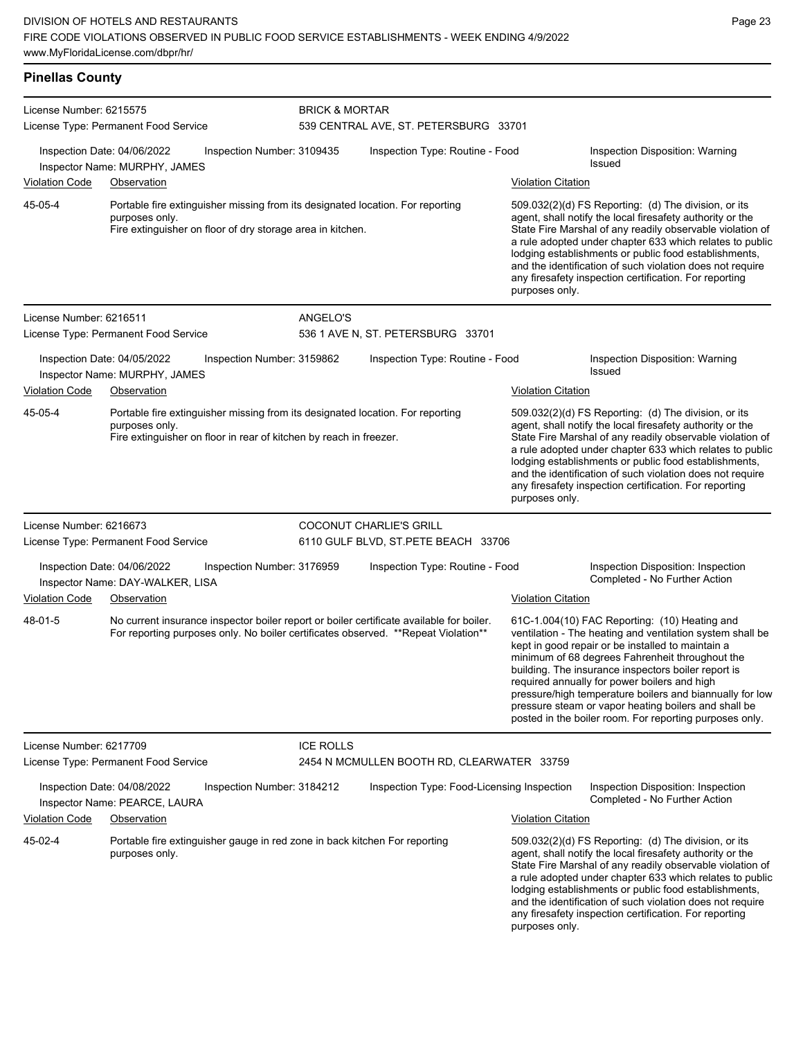## Pinellas County

**License Number:** 6215575
**License Type:** Permanent Food Service

**BRICK & MORTAR**
539 CENTRAL AVE, ST. PETERSBURG 33701

Inspection Date: 04/06/2022 | Inspection Number: 3109435 | Inspection Type: Routine - Food | Inspection Disposition: Warning Issued
Inspector Name: MURPHY, JAMES

| Violation Code | Observation | Violation Citation |
|---|---|---|
| 45-05-4 | Portable fire extinguisher missing from its designated location. For reporting purposes only. Fire extinguisher on floor of dry storage area in kitchen. | 509.032(2)(d) FS Reporting: (d) The division, or its agent, shall notify the local firesafety authority or the State Fire Marshal of any readily observable violation of a rule adopted under chapter 633 which relates to public lodging establishments or public food establishments, and the identification of such violation does not require any firesafety inspection certification. For reporting purposes only. |

---

**License Number:** 6216511
**License Type:** Permanent Food Service

**ANGELO'S**
536 1 AVE N, ST. PETERSBURG 33701

Inspection Date: 04/05/2022 | Inspection Number: 3159862 | Inspection Type: Routine - Food | Inspection Disposition: Warning Issued
Inspector Name: MURPHY, JAMES

| Violation Code | Observation | Violation Citation |
|---|---|---|
| 45-05-4 | Portable fire extinguisher missing from its designated location. For reporting purposes only. Fire extinguisher on floor in rear of kitchen by reach in freezer. | 509.032(2)(d) FS Reporting: (d) The division, or its agent, shall notify the local firesafety authority or the State Fire Marshal of any readily observable violation of a rule adopted under chapter 633 which relates to public lodging establishments or public food establishments, and the identification of such violation does not require any firesafety inspection certification. For reporting purposes only. |

---

**License Number:** 6216673
**License Type:** Permanent Food Service

**COCONUT CHARLIE'S GRILL**
6110 GULF BLVD, ST.PETE BEACH 33706

Inspection Date: 04/06/2022 | Inspection Number: 3176959 | Inspection Type: Routine - Food | Inspection Disposition: Inspection Completed - No Further Action
Inspector Name: DAY-WALKER, LISA

| Violation Code | Observation | Violation Citation |
|---|---|---|
| 48-01-5 | No current insurance inspector boiler report or boiler certificate available for boiler. For reporting purposes only. No boiler certificates observed. **Repeat Violation** | 61C-1.004(10) FAC Reporting: (10) Heating and ventilation - The heating and ventilation system shall be kept in good repair or be installed to maintain a minimum of 68 degrees Fahrenheit throughout the building. The insurance inspectors boiler report is required annually for power boilers and high pressure/high temperature boilers and biannually for low pressure steam or vapor heating boilers and shall be posted in the boiler room. For reporting purposes only. |

---

**License Number:** 6217709
**License Type:** Permanent Food Service

**ICE ROLLS**
2454 N MCMULLEN BOOTH RD, CLEARWATER 33759

Inspection Date: 04/08/2022 | Inspection Number: 3184212 | Inspection Type: Food-Licensing Inspection | Inspection Disposition: Inspection Completed - No Further Action
Inspector Name: PEARCE, LAURA

| Violation Code | Observation | Violation Citation |
|---|---|---|
| 45-02-4 | Portable fire extinguisher gauge in red zone in back kitchen For reporting purposes only. | 509.032(2)(d) FS Reporting: (d) The division, or its agent, shall notify the local firesafety authority or the State Fire Marshal of any readily observable violation of a rule adopted under chapter 633 which relates to public lodging establishments or public food establishments, and the identification of such violation does not require any firesafety inspection certification. For reporting purposes only. |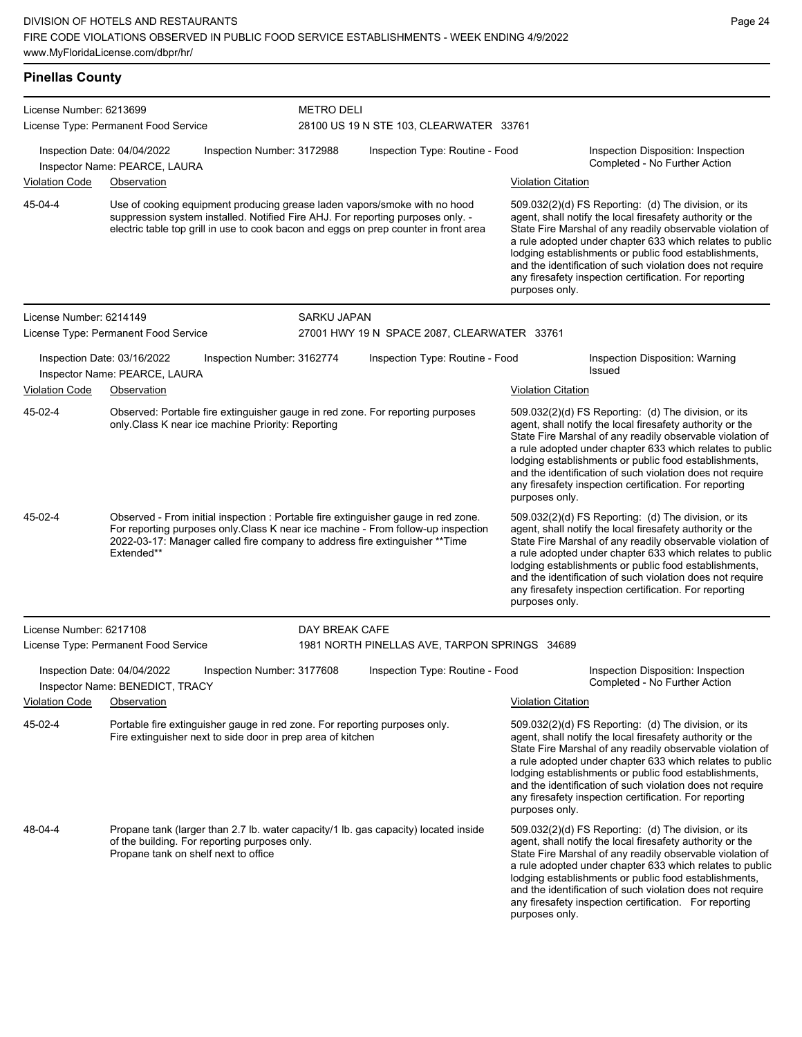## Pinellas County

**License Number:** 6213699
**License Type:** Permanent Food Service

**METRO DELI**
28100 US 19 N STE 103, CLEARWATER 33761

**Inspection Date:** 04/04/2022 | **Inspection Number:** 3172988 | **Inspection Type:** Routine - Food | **Inspection Disposition:** Inspection Completed - No Further Action
**Inspector Name:** PEARCE, LAURA

| Violation Code | Observation | Violation Citation |
|---|---|---|
| 45-04-4 | Use of cooking equipment producing grease laden vapors/smoke with no hood suppression system installed. Notified Fire AHJ. For reporting purposes only. - electric table top grill in use to cook bacon and eggs on prep counter in front area | 509.032(2)(d) FS Reporting: (d) The division, or its agent, shall notify the local firesafety authority or the State Fire Marshal of any readily observable violation of a rule adopted under chapter 633 which relates to public lodging establishments or public food establishments, and the identification of such violation does not require any firesafety inspection certification. For reporting purposes only. |

**License Number:** 6214149
**License Type:** Permanent Food Service

**SARKU JAPAN**
27001 HWY 19 N SPACE 2087, CLEARWATER 33761

**Inspection Date:** 03/16/2022 | **Inspection Number:** 3162774 | **Inspection Type:** Routine - Food | **Inspection Disposition:** Warning Issued
**Inspector Name:** PEARCE, LAURA

| Violation Code | Observation | Violation Citation |
|---|---|---|
| 45-02-4 | Observed: Portable fire extinguisher gauge in red zone. For reporting purposes only.Class K near ice machine Priority: Reporting | 509.032(2)(d) FS Reporting: (d) The division, or its agent, shall notify the local firesafety authority or the State Fire Marshal of any readily observable violation of a rule adopted under chapter 633 which relates to public lodging establishments or public food establishments, and the identification of such violation does not require any firesafety inspection certification. For reporting purposes only. |
| 45-02-4 | Observed - From initial inspection : Portable fire extinguisher gauge in red zone. For reporting purposes only.Class K near ice machine - From follow-up inspection 2022-03-17: Manager called fire company to address fire extinguisher **Time Extended** | 509.032(2)(d) FS Reporting: (d) The division, or its agent, shall notify the local firesafety authority or the State Fire Marshal of any readily observable violation of a rule adopted under chapter 633 which relates to public lodging establishments or public food establishments, and the identification of such violation does not require any firesafety inspection certification. For reporting purposes only. |

**License Number:** 6217108
**License Type:** Permanent Food Service

**DAY BREAK CAFE**
1981 NORTH PINELLAS AVE, TARPON SPRINGS 34689

**Inspection Date:** 04/04/2022 | **Inspection Number:** 3177608 | **Inspection Type:** Routine - Food | **Inspection Disposition:** Inspection Completed - No Further Action
**Inspector Name:** BENEDICT, TRACY

| Violation Code | Observation | Violation Citation |
|---|---|---|
| 45-02-4 | Portable fire extinguisher gauge in red zone. For reporting purposes only. Fire extinguisher next to side door in prep area of kitchen | 509.032(2)(d) FS Reporting: (d) The division, or its agent, shall notify the local firesafety authority or the State Fire Marshal of any readily observable violation of a rule adopted under chapter 633 which relates to public lodging establishments or public food establishments, and the identification of such violation does not require any firesafety inspection certification. For reporting purposes only. |
| 48-04-4 | Propane tank (larger than 2.7 lb. water capacity/1 lb. gas capacity) located inside of the building. For reporting purposes only. Propane tank on shelf next to office | 509.032(2)(d) FS Reporting: (d) The division, or its agent, shall notify the local firesafety authority or the State Fire Marshal of any readily observable violation of a rule adopted under chapter 633 which relates to public lodging establishments or public food establishments, and the identification of such violation does not require any firesafety inspection certification. For reporting purposes only. |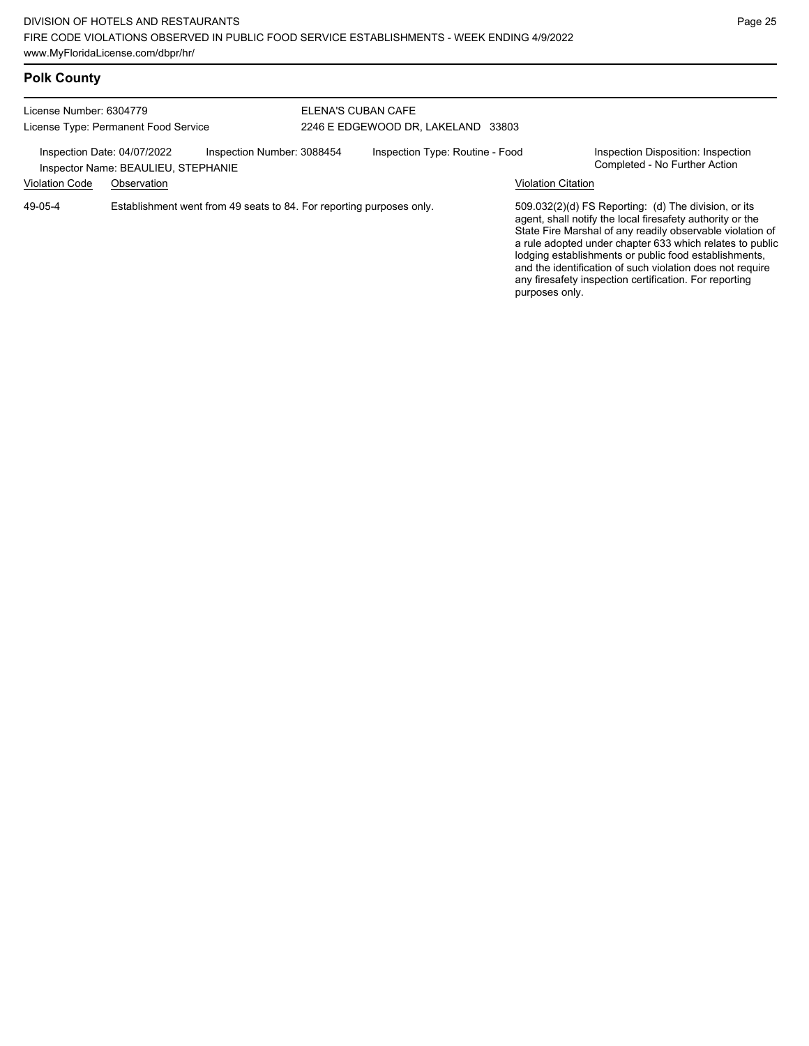## Polk County

License Number: 6304779
License Type: Permanent Food Service

ELENA'S CUBAN CAFE
2246 E EDGEWOOD DR, LAKELAND 33803

Inspection Date: 04/07/2022
Inspector Name: BEAULIEU, STEPHANIE
Inspection Number: 3088454
Inspection Type: Routine - Food
Inspection Disposition: Inspection Completed - No Further Action

| Violation Code | Observation | Violation Citation |
|---|---|---|
| 49-05-4 | Establishment went from 49 seats to 84. For reporting purposes only. | 509.032(2)(d) FS Reporting: (d) The division, or its agent, shall notify the local firesafety authority or the State Fire Marshal of any readily observable violation of a rule adopted under chapter 633 which relates to public lodging establishments or public food establishments, and the identification of such violation does not require any firesafety inspection certification. For reporting purposes only. |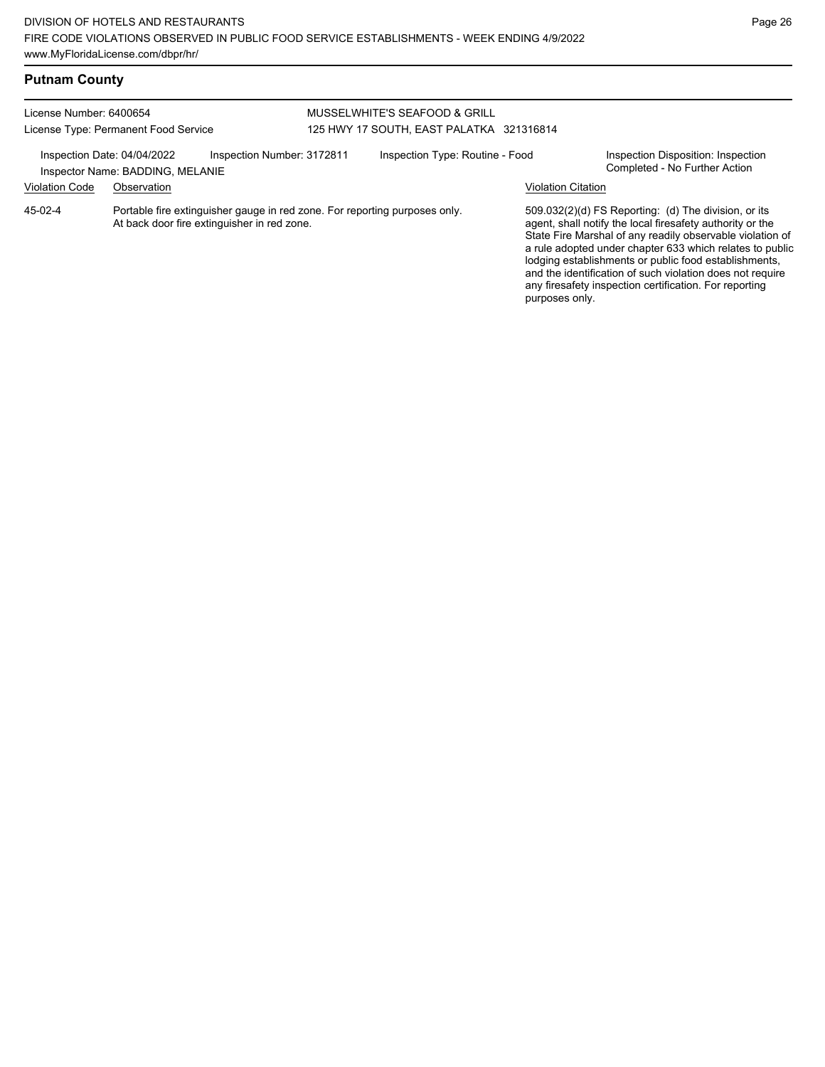## Putnam County

License Number: 6400654
License Type: Permanent Food Service

MUSSELWHITE'S SEAFOOD & GRILL
125 HWY 17 SOUTH, EAST PALATKA 321316814

Inspection Date: 04/04/2022
Inspector Name: BADDING, MELANIE
Inspection Number: 3172811
Inspection Type: Routine - Food
Inspection Disposition: Inspection Completed - No Further Action

| Violation Code | Observation | Violation Citation |
|---|---|---|
| 45-02-4 | Portable fire extinguisher gauge in red zone. For reporting purposes only. At back door fire extinguisher in red zone. | 509.032(2)(d) FS Reporting: (d) The division, or its agent, shall notify the local firesafety authority or the State Fire Marshal of any readily observable violation of a rule adopted under chapter 633 which relates to public lodging establishments or public food establishments, and the identification of such violation does not require any firesafety inspection certification. For reporting purposes only. |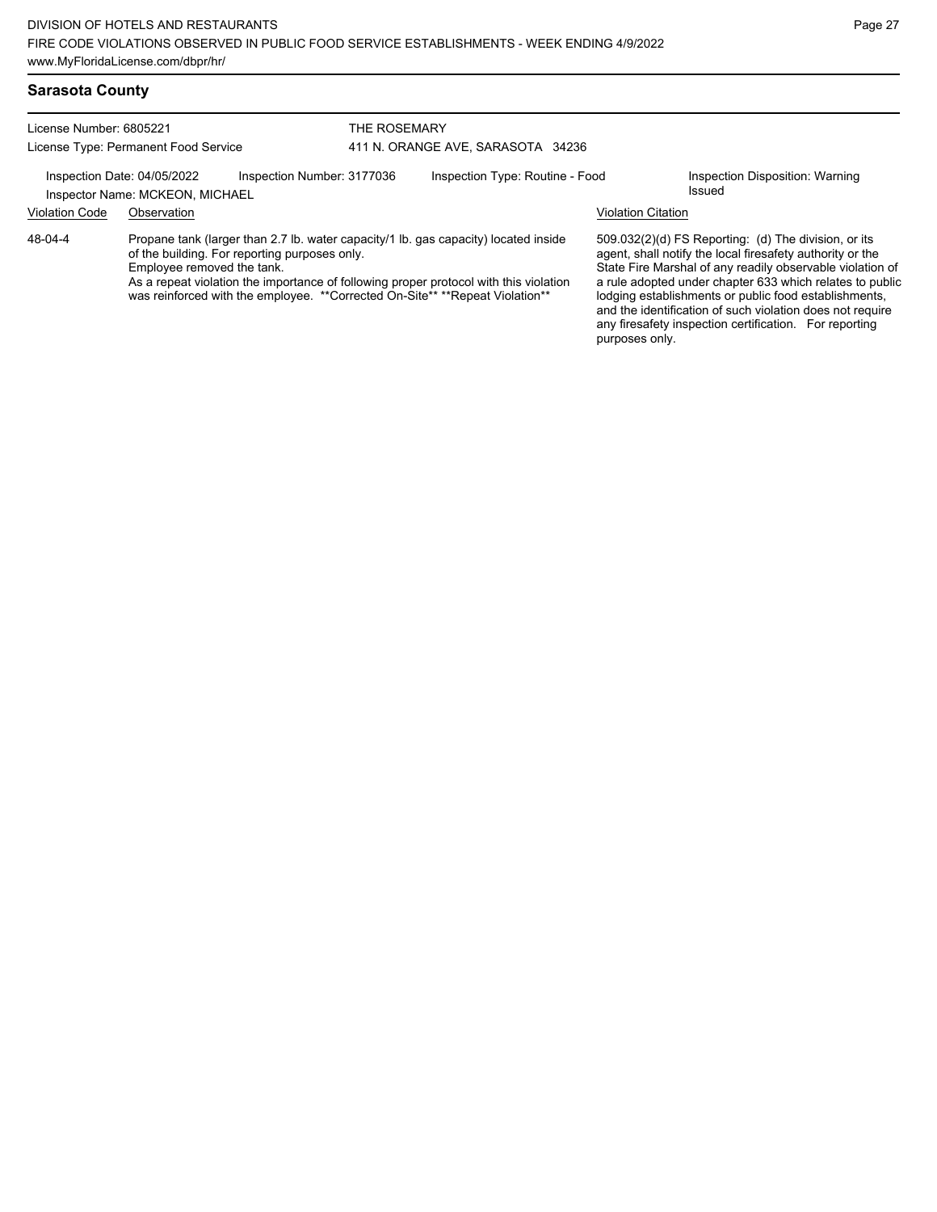## Sarasota County

License Number: 6805221
License Type: Permanent Food Service

THE ROSEMARY
411 N. ORANGE AVE, SARASOTA 34236

Inspection Date: 04/05/2022
Inspector Name: MCKEON, MICHAEL
Inspection Number: 3177036
Inspection Type: Routine - Food
Inspection Disposition: Warning Issued

| Violation Code | Observation | Violation Citation |
|---|---|---|
| 48-04-4 | Propane tank (larger than 2.7 lb. water capacity/1 lb. gas capacity) located inside of the building. For reporting purposes only. Employee removed the tank. As a repeat violation the importance of following proper protocol with this violation was reinforced with the employee. **Corrected On-Site** **Repeat Violation** | 509.032(2)(d) FS Reporting: (d) The division, or its agent, shall notify the local firesafety authority or the State Fire Marshal of any readily observable violation of a rule adopted under chapter 633 which relates to public lodging establishments or public food establishments, and the identification of such violation does not require any firesafety inspection certification. For reporting purposes only. |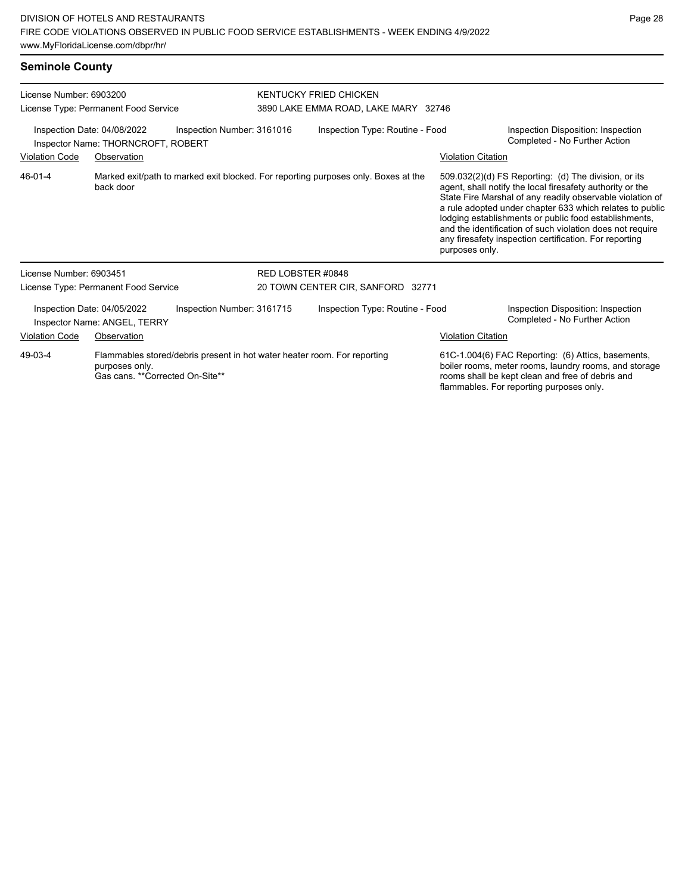## Seminole County

License Number: 6903200
License Type: Permanent Food Service

KENTUCKY FRIED CHICKEN
3890 LAKE EMMA ROAD, LAKE MARY 32746

Inspection Date: 04/08/2022
Inspector Name: THORNCROFT, ROBERT
Inspection Number: 3161016
Inspection Type: Routine - Food
Inspection Disposition: Inspection Completed - No Further Action

| Violation Code | Observation | Violation Citation |
| --- | --- | --- |
| 46-01-4 | Marked exit/path to marked exit blocked. For reporting purposes only. Boxes at the back door | 509.032(2)(d) FS Reporting: (d) The division, or its agent, shall notify the local firesafety authority or the State Fire Marshal of any readily observable violation of a rule adopted under chapter 633 which relates to public lodging establishments or public food establishments, and the identification of such violation does not require any firesafety inspection certification. For reporting purposes only. |

License Number: 6903451
License Type: Permanent Food Service

RED LOBSTER #0848
20 TOWN CENTER CIR, SANFORD 32771

Inspection Date: 04/05/2022
Inspector Name: ANGEL, TERRY
Inspection Number: 3161715
Inspection Type: Routine - Food
Inspection Disposition: Inspection Completed - No Further Action

| Violation Code | Observation | Violation Citation |
| --- | --- | --- |
| 49-03-4 | Flammables stored/debris present in hot water heater room. For reporting purposes only. Gas cans. **Corrected On-Site** | 61C-1.004(6) FAC Reporting: (6) Attics, basements, boiler rooms, meter rooms, laundry rooms, and storage rooms shall be kept clean and free of debris and flammables. For reporting purposes only. |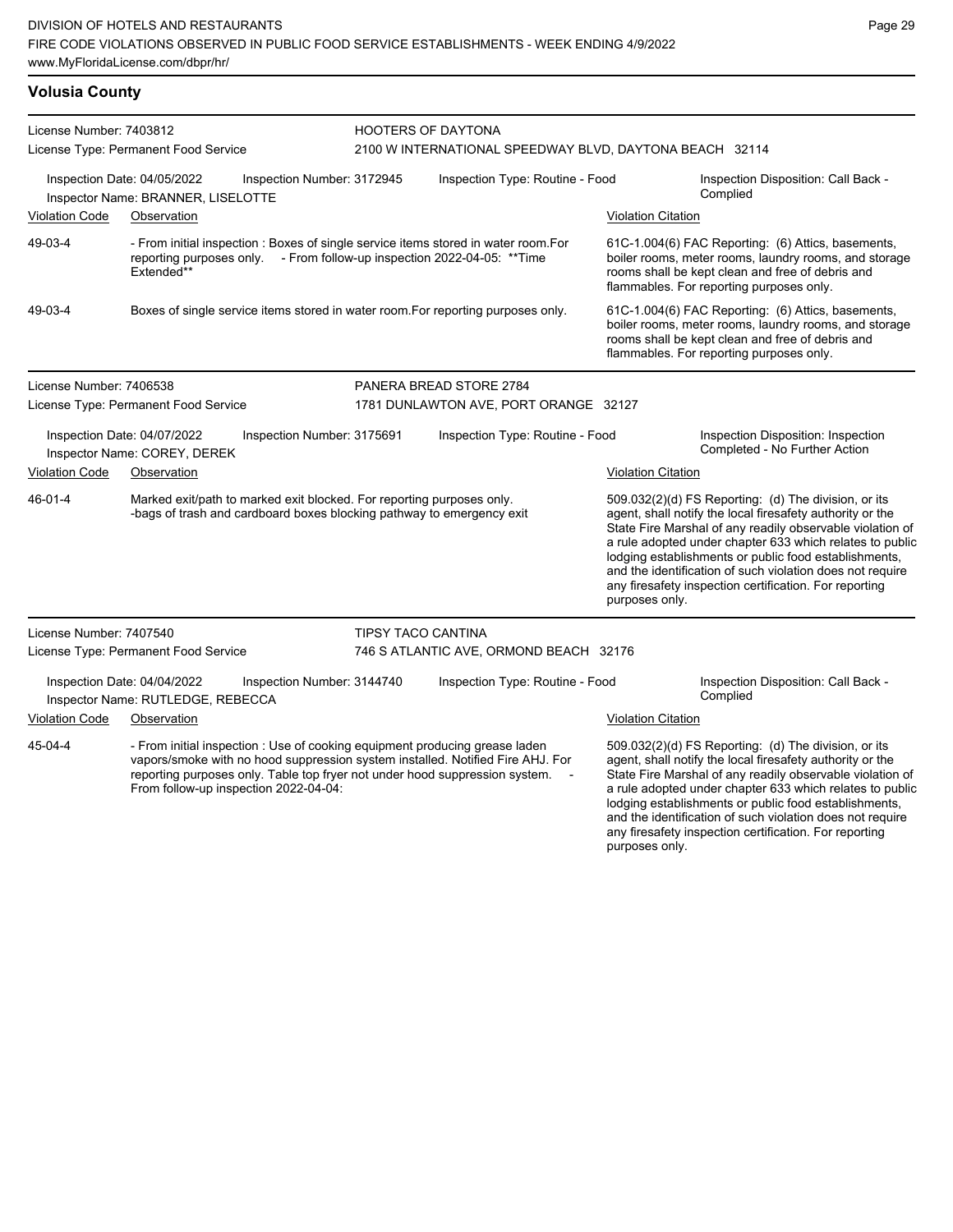## Volusia County

**License Number:** 7403812
**License Type:** Permanent Food Service
**HOOTERS OF DAYTONA**
2100 W INTERNATIONAL SPEEDWAY BLVD, DAYTONA BEACH 32114

**Inspection Date:** 04/05/2022
**Inspection Number:** 3172945
**Inspection Type:** Routine - Food
**Inspection Disposition:** Call Back - Complied
**Inspector Name:** BRANNER, LISELOTTE

| Violation Code | Observation | Violation Citation |
|---|---|---|
| 49-03-4 | - From initial inspection : Boxes of single service items stored in water room.For reporting purposes only. - From follow-up inspection 2022-04-05: **Time Extended** | 61C-1.004(6) FAC Reporting: (6) Attics, basements, boiler rooms, meter rooms, laundry rooms, and storage rooms shall be kept clean and free of debris and flammables. For reporting purposes only. |
| 49-03-4 | Boxes of single service items stored in water room.For reporting purposes only. | 61C-1.004(6) FAC Reporting: (6) Attics, basements, boiler rooms, meter rooms, laundry rooms, and storage rooms shall be kept clean and free of debris and flammables. For reporting purposes only. |

**License Number:** 7406538
**License Type:** Permanent Food Service
**PANERA BREAD STORE 2784**
1781 DUNLAWTON AVE, PORT ORANGE 32127

**Inspection Date:** 04/07/2022
**Inspection Number:** 3175691
**Inspection Type:** Routine - Food
**Inspection Disposition:** Inspection Completed - No Further Action
**Inspector Name:** COREY, DEREK

| Violation Code | Observation | Violation Citation |
|---|---|---|
| 46-01-4 | Marked exit/path to marked exit blocked. For reporting purposes only. -bags of trash and cardboard boxes blocking pathway to emergency exit | 509.032(2)(d) FS Reporting: (d) The division, or its agent, shall notify the local firesafety authority or the State Fire Marshal of any readily observable violation of a rule adopted under chapter 633 which relates to public lodging establishments or public food establishments, and the identification of such violation does not require any firesafety inspection certification. For reporting purposes only. |

**License Number:** 7407540
**License Type:** Permanent Food Service
**TIPSY TACO CANTINA**
746 S ATLANTIC AVE, ORMOND BEACH 32176

**Inspection Date:** 04/04/2022
**Inspection Number:** 3144740
**Inspection Type:** Routine - Food
**Inspection Disposition:** Call Back - Complied
**Inspector Name:** RUTLEDGE, REBECCA

| Violation Code | Observation | Violation Citation |
|---|---|---|
| 45-04-4 | - From initial inspection : Use of cooking equipment producing grease laden vapors/smoke with no hood suppression system installed. Notified Fire AHJ. For reporting purposes only. Table top fryer not under hood suppression system. - From follow-up inspection 2022-04-04: | 509.032(2)(d) FS Reporting: (d) The division, or its agent, shall notify the local firesafety authority or the State Fire Marshal of any readily observable violation of a rule adopted under chapter 633 which relates to public lodging establishments or public food establishments, and the identification of such violation does not require any firesafety inspection certification. For reporting purposes only. |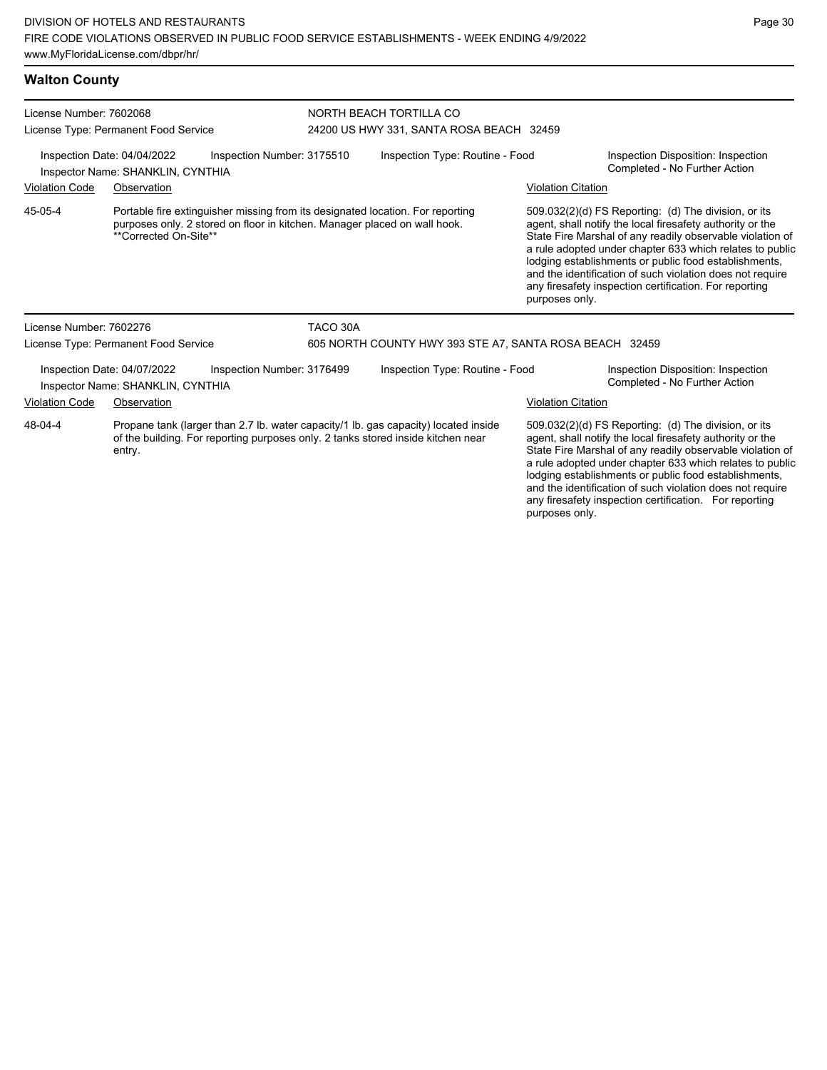## Walton County

**License Number:** 7602068
**License Type:** Permanent Food Service

NORTH BEACH TORTILLA CO
24200 US HWY 331, SANTA ROSA BEACH 32459

Inspection Date: 04/04/2022 | Inspection Number: 3175510 | Inspection Type: Routine - Food | Inspection Disposition: Inspection Completed - No Further Action

Inspector Name: SHANKLIN, CYNTHIA

| Violation Code | Observation | Violation Citation |
| --- | --- | --- |
| 45-05-4 | Portable fire extinguisher missing from its designated location. For reporting purposes only. 2 stored on floor in kitchen. Manager placed on wall hook. **Corrected On-Site** | 509.032(2)(d) FS Reporting: (d) The division, or its agent, shall notify the local firesafety authority or the State Fire Marshal of any readily observable violation of a rule adopted under chapter 633 which relates to public lodging establishments or public food establishments, and the identification of such violation does not require any firesafety inspection certification. For reporting purposes only. |

**License Number:** 7602276
**License Type:** Permanent Food Service

TACO 30A
605 NORTH COUNTY HWY 393 STE A7, SANTA ROSA BEACH 32459

Inspection Date: 04/07/2022 | Inspection Number: 3176499 | Inspection Type: Routine - Food | Inspection Disposition: Inspection Completed - No Further Action

Inspector Name: SHANKLIN, CYNTHIA

| Violation Code | Observation | Violation Citation |
| --- | --- | --- |
| 48-04-4 | Propane tank (larger than 2.7 lb. water capacity/1 lb. gas capacity) located inside of the building. For reporting purposes only. 2 tanks stored inside kitchen near entry. | 509.032(2)(d) FS Reporting: (d) The division, or its agent, shall notify the local firesafety authority or the State Fire Marshal of any readily observable violation of a rule adopted under chapter 633 which relates to public lodging establishments or public food establishments, and the identification of such violation does not require any firesafety inspection certification. For reporting purposes only. |